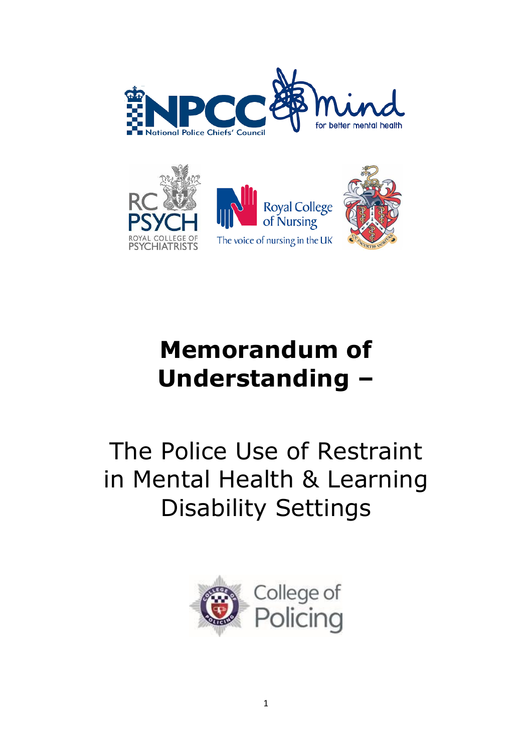# Memorandum of Understanding –

## The Police Use of Restraint in Mental Health & Learning Disability Settings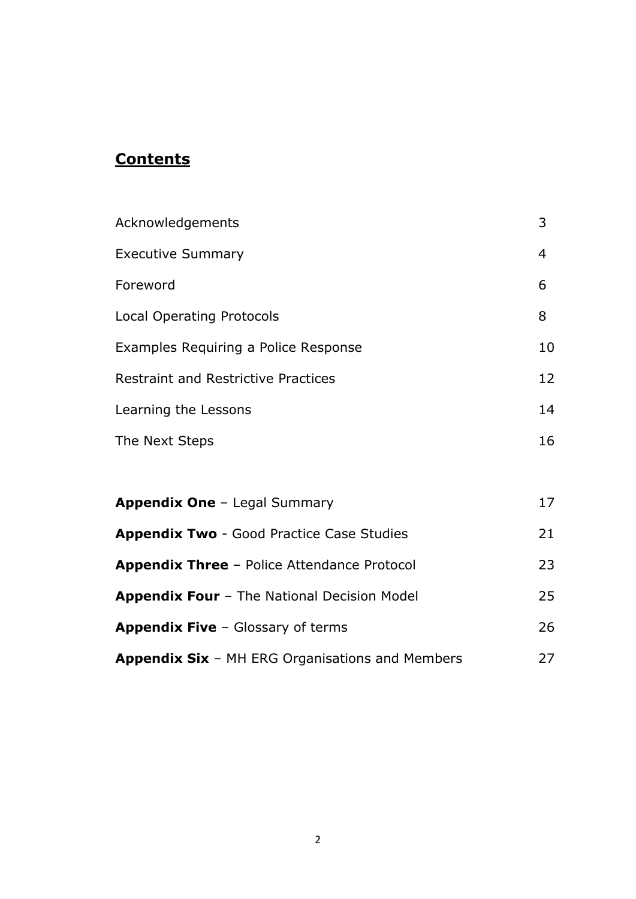## **Contents**

| | |
|---|---|
| Acknowledgements | 3 |
| Executive Summary | 4 |
| Foreword | 6 |
| Local Operating Protocols | 8 |
| Examples Requiring a Police Response | 10 |
| Restraint and Restrictive Practices | 12 |
| Learning the Lessons | 14 |
| The Next Steps | 16 |
| **Appendix One** – Legal Summary | 17 |
| **Appendix Two** - Good Practice Case Studies | 21 |
| **Appendix Three** – Police Attendance Protocol | 23 |
| **Appendix Four** – The National Decision Model | 25 |
| **Appendix Five** – Glossary of terms | 26 |
| **Appendix Six** – MH ERG Organisations and Members | 27 |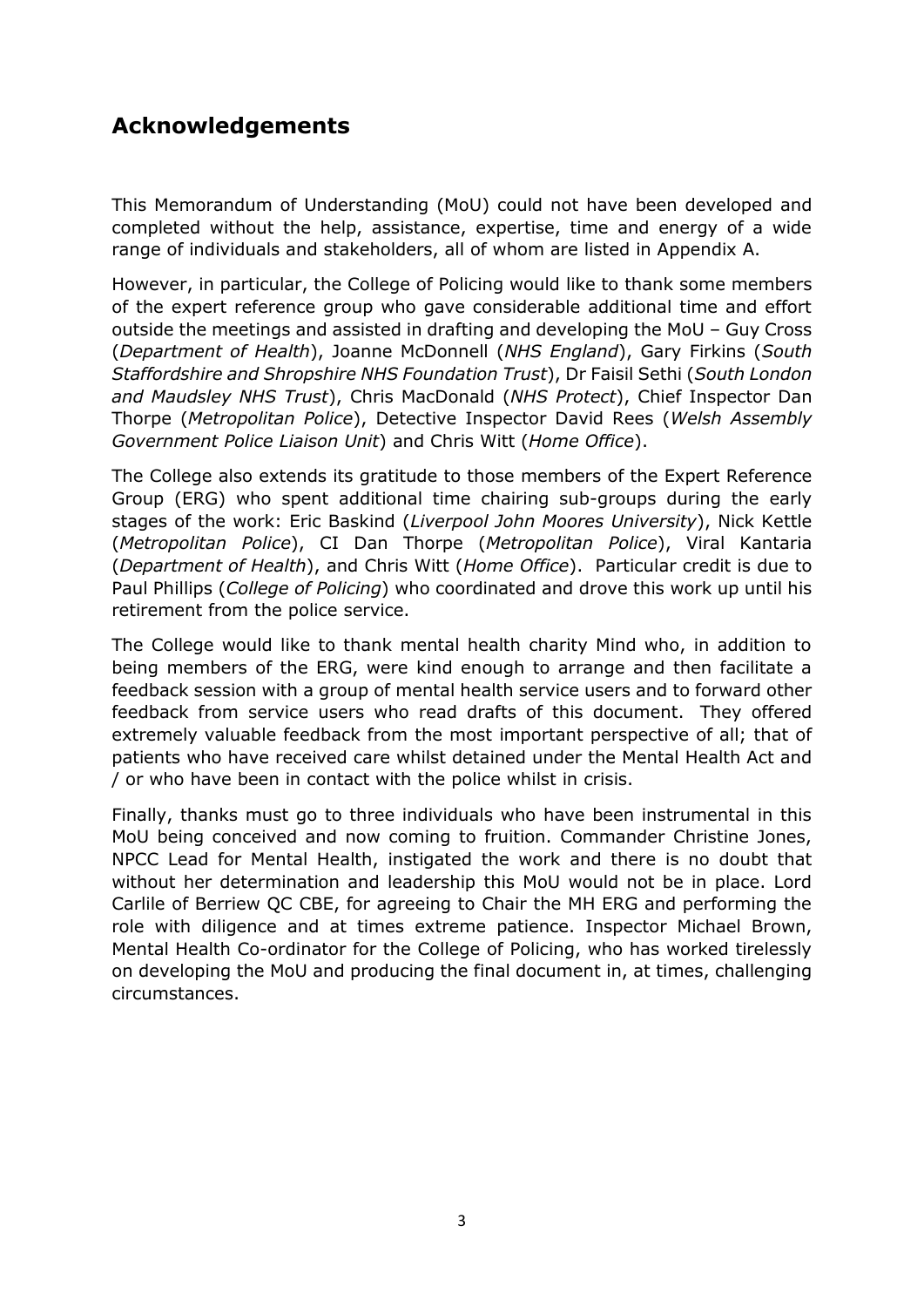## Acknowledgements

This Memorandum of Understanding (MoU) could not have been developed and completed without the help, assistance, expertise, time and energy of a wide range of individuals and stakeholders, all of whom are listed in Appendix A.

However, in particular, the College of Policing would like to thank some members of the expert reference group who gave considerable additional time and effort outside the meetings and assisted in drafting and developing the MoU – Guy Cross (*Department of Health*), Joanne McDonnell (*NHS England*), Gary Firkins (*South Staffordshire and Shropshire NHS Foundation Trust*), Dr Faisil Sethi (*South London and Maudsley NHS Trust*), Chris MacDonald (*NHS Protect*), Chief Inspector Dan Thorpe (*Metropolitan Police*), Detective Inspector David Rees (*Welsh Assembly Government Police Liaison Unit*) and Chris Witt (*Home Office*).

The College also extends its gratitude to those members of the Expert Reference Group (ERG) who spent additional time chairing sub-groups during the early stages of the work: Eric Baskind (*Liverpool John Moores University*), Nick Kettle (*Metropolitan Police*), CI Dan Thorpe (*Metropolitan Police*), Viral Kantaria (*Department of Health*), and Chris Witt (*Home Office*). Particular credit is due to Paul Phillips (*College of Policing*) who coordinated and drove this work up until his retirement from the police service.

The College would like to thank mental health charity Mind who, in addition to being members of the ERG, were kind enough to arrange and then facilitate a feedback session with a group of mental health service users and to forward other feedback from service users who read drafts of this document. They offered extremely valuable feedback from the most important perspective of all; that of patients who have received care whilst detained under the Mental Health Act and / or who have been in contact with the police whilst in crisis.

Finally, thanks must go to three individuals who have been instrumental in this MoU being conceived and now coming to fruition. Commander Christine Jones, NPCC Lead for Mental Health, instigated the work and there is no doubt that without her determination and leadership this MoU would not be in place. Lord Carlile of Berriew QC CBE, for agreeing to Chair the MH ERG and performing the role with diligence and at times extreme patience. Inspector Michael Brown, Mental Health Co-ordinator for the College of Policing, who has worked tirelessly on developing the MoU and producing the final document in, at times, challenging circumstances.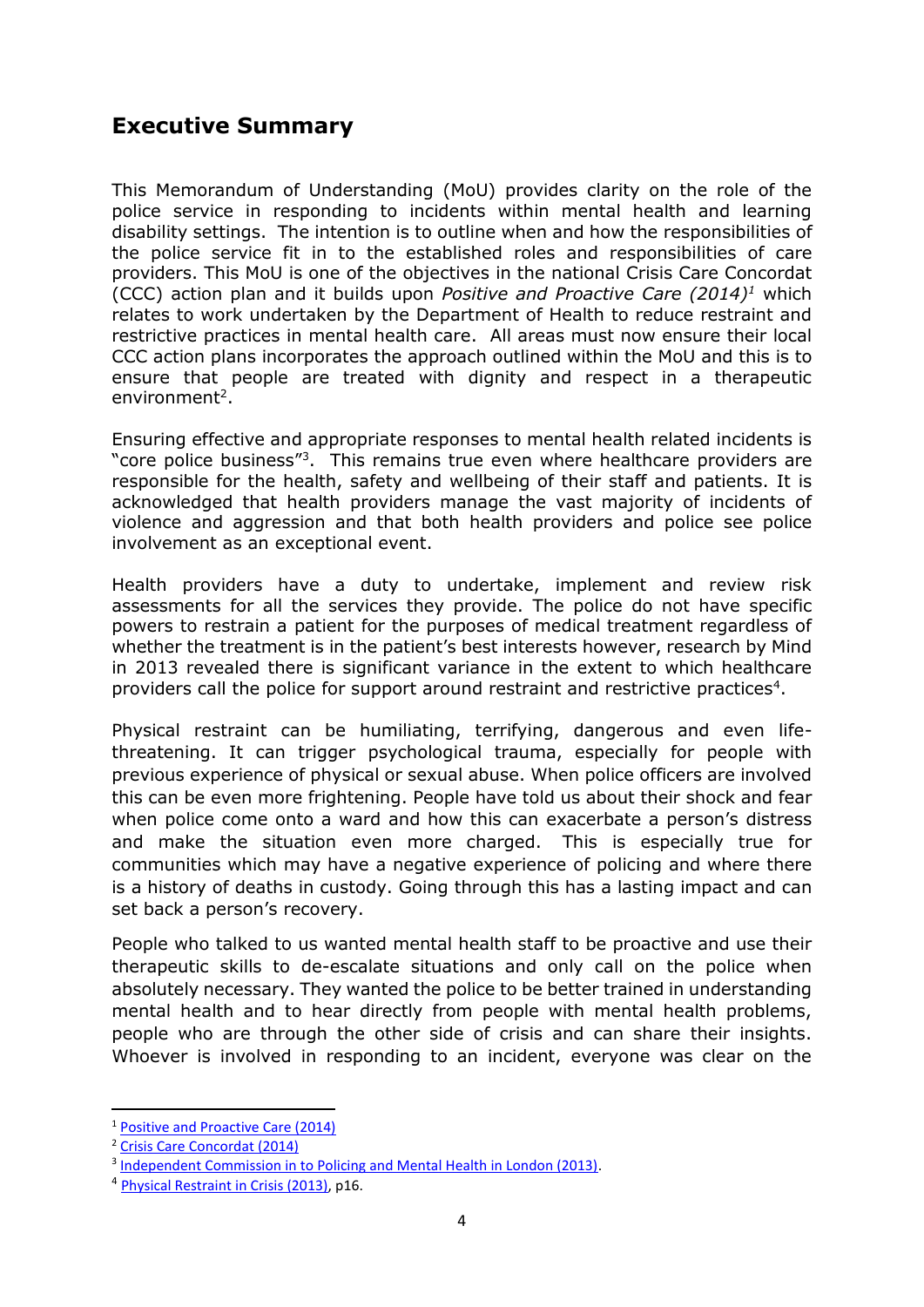## Executive Summary

This Memorandum of Understanding (MoU) provides clarity on the role of the police service in responding to incidents within mental health and learning disability settings. The intention is to outline when and how the responsibilities of the police service fit in to the established roles and responsibilities of care providers. This MoU is one of the objectives in the national Crisis Care Concordat (CCC) action plan and it builds upon *Positive and Proactive Care (2014)*[1] which relates to work undertaken by the Department of Health to reduce restraint and restrictive practices in mental health care. All areas must now ensure their local CCC action plans incorporates the approach outlined within the MoU and this is to ensure that people are treated with dignity and respect in a therapeutic environment[2].

Ensuring effective and appropriate responses to mental health related incidents is "core police business"[3]. This remains true even where healthcare providers are responsible for the health, safety and wellbeing of their staff and patients. It is acknowledged that health providers manage the vast majority of incidents of violence and aggression and that both health providers and police see police involvement as an exceptional event.

Health providers have a duty to undertake, implement and review risk assessments for all the services they provide. The police do not have specific powers to restrain a patient for the purposes of medical treatment regardless of whether the treatment is in the patient's best interests however, research by Mind in 2013 revealed there is significant variance in the extent to which healthcare providers call the police for support around restraint and restrictive practices[4].

Physical restraint can be humiliating, terrifying, dangerous and even life-threatening. It can trigger psychological trauma, especially for people with previous experience of physical or sexual abuse. When police officers are involved this can be even more frightening. People have told us about their shock and fear when police come onto a ward and how this can exacerbate a person's distress and make the situation even more charged. This is especially true for communities which may have a negative experience of policing and where there is a history of deaths in custody. Going through this has a lasting impact and can set back a person's recovery.

People who talked to us wanted mental health staff to be proactive and use their therapeutic skills to de-escalate situations and only call on the police when absolutely necessary. They wanted the police to be better trained in understanding mental health and to hear directly from people with mental health problems, people who are through the other side of crisis and can share their insights. Whoever is involved in responding to an incident, everyone was clear on the

---

[1] Positive and Proactive Care (2014)

[2] Crisis Care Concordat (2014)

[3] Independent Commission in to Policing and Mental Health in London (2013).

[4] Physical Restraint in Crisis (2013), p16.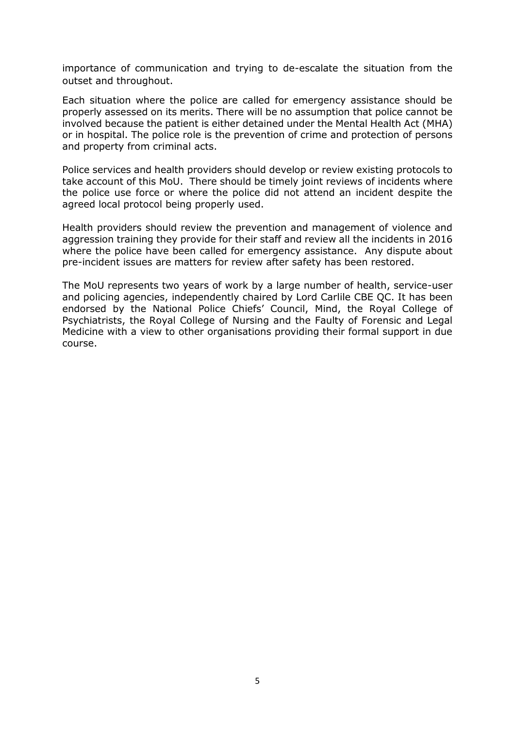importance of communication and trying to de-escalate the situation from the outset and throughout.

Each situation where the police are called for emergency assistance should be properly assessed on its merits. There will be no assumption that police cannot be involved because the patient is either detained under the Mental Health Act (MHA) or in hospital. The police role is the prevention of crime and protection of persons and property from criminal acts.

Police services and health providers should develop or review existing protocols to take account of this MoU. There should be timely joint reviews of incidents where the police use force or where the police did not attend an incident despite the agreed local protocol being properly used.

Health providers should review the prevention and management of violence and aggression training they provide for their staff and review all the incidents in 2016 where the police have been called for emergency assistance. Any dispute about pre-incident issues are matters for review after safety has been restored.

The MoU represents two years of work by a large number of health, service-user and policing agencies, independently chaired by Lord Carlile CBE QC. It has been endorsed by the National Police Chiefs' Council, Mind, the Royal College of Psychiatrists, the Royal College of Nursing and the Faulty of Forensic and Legal Medicine with a view to other organisations providing their formal support in due course.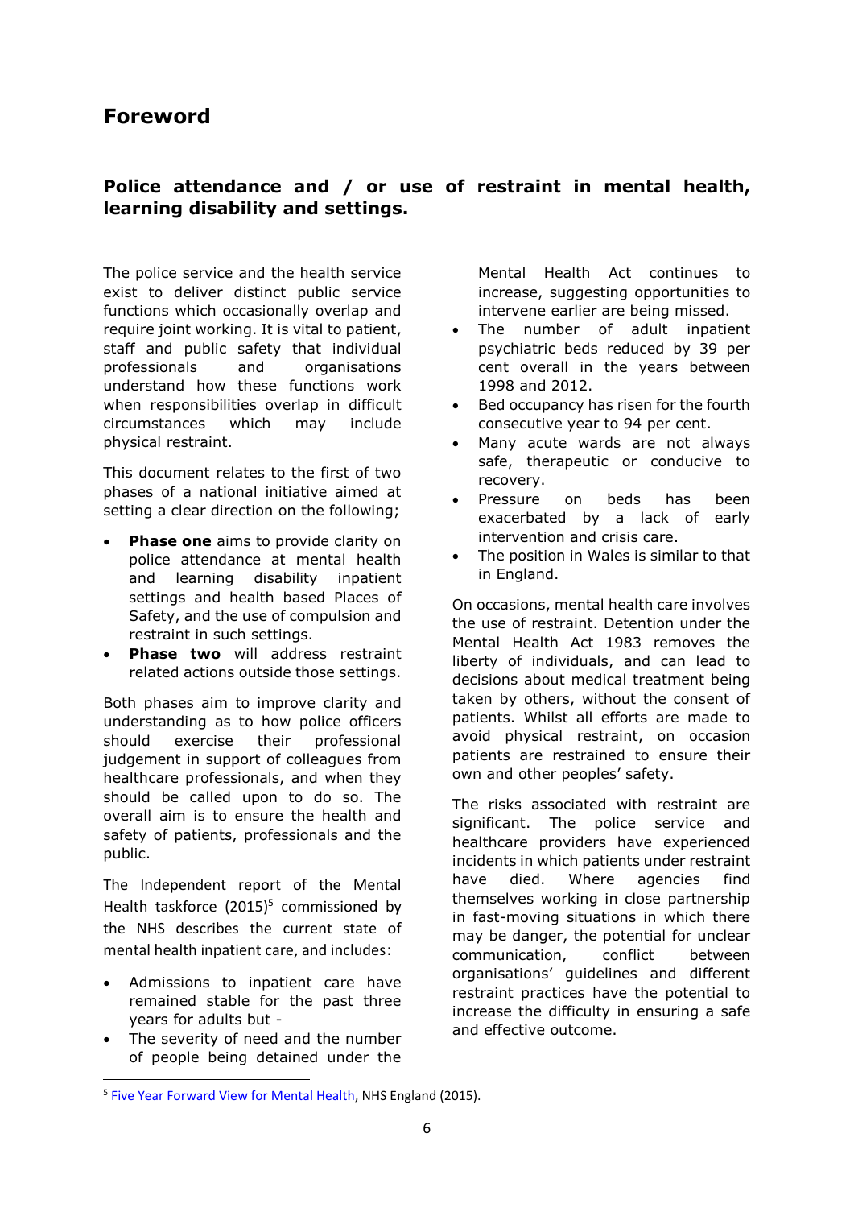# Foreword

## Police attendance and / or use of restraint in mental health, learning disability and settings.

The police service and the health service exist to deliver distinct public service functions which occasionally overlap and require joint working. It is vital to patient, staff and public safety that individual professionals and organisations understand how these functions work when responsibilities overlap in difficult circumstances which may include physical restraint.

This document relates to the first of two phases of a national initiative aimed at setting a clear direction on the following;

- **Phase one** aims to provide clarity on police attendance at mental health and learning disability inpatient settings and health based Places of Safety, and the use of compulsion and restraint in such settings.
- **Phase two** will address restraint related actions outside those settings.

Both phases aim to improve clarity and understanding as to how police officers should exercise their professional judgement in support of colleagues from healthcare professionals, and when they should be called upon to do so. The overall aim is to ensure the health and safety of patients, professionals and the public.

The Independent report of the Mental Health taskforce (2015)[5] commissioned by the NHS describes the current state of mental health inpatient care, and includes:

- Admissions to inpatient care have remained stable for the past three years for adults but -
- The severity of need and the number of people being detained under the Mental Health Act continues to increase, suggesting opportunities to intervene earlier are being missed.
- The number of adult inpatient psychiatric beds reduced by 39 per cent overall in the years between 1998 and 2012.
- Bed occupancy has risen for the fourth consecutive year to 94 per cent.
- Many acute wards are not always safe, therapeutic or conducive to recovery.
- Pressure on beds has been exacerbated by a lack of early intervention and crisis care.
- The position in Wales is similar to that in England.

On occasions, mental health care involves the use of restraint. Detention under the Mental Health Act 1983 removes the liberty of individuals, and can lead to decisions about medical treatment being taken by others, without the consent of patients. Whilst all efforts are made to avoid physical restraint, on occasion patients are restrained to ensure their own and other peoples' safety.

The risks associated with restraint are significant. The police service and healthcare providers have experienced incidents in which patients under restraint have died. Where agencies find themselves working in close partnership in fast-moving situations in which there may be danger, the potential for unclear communication, conflict between organisations' guidelines and different restraint practices have the potential to increase the difficulty in ensuring a safe and effective outcome.

---

[5] Five Year Forward View for Mental Health, NHS England (2015).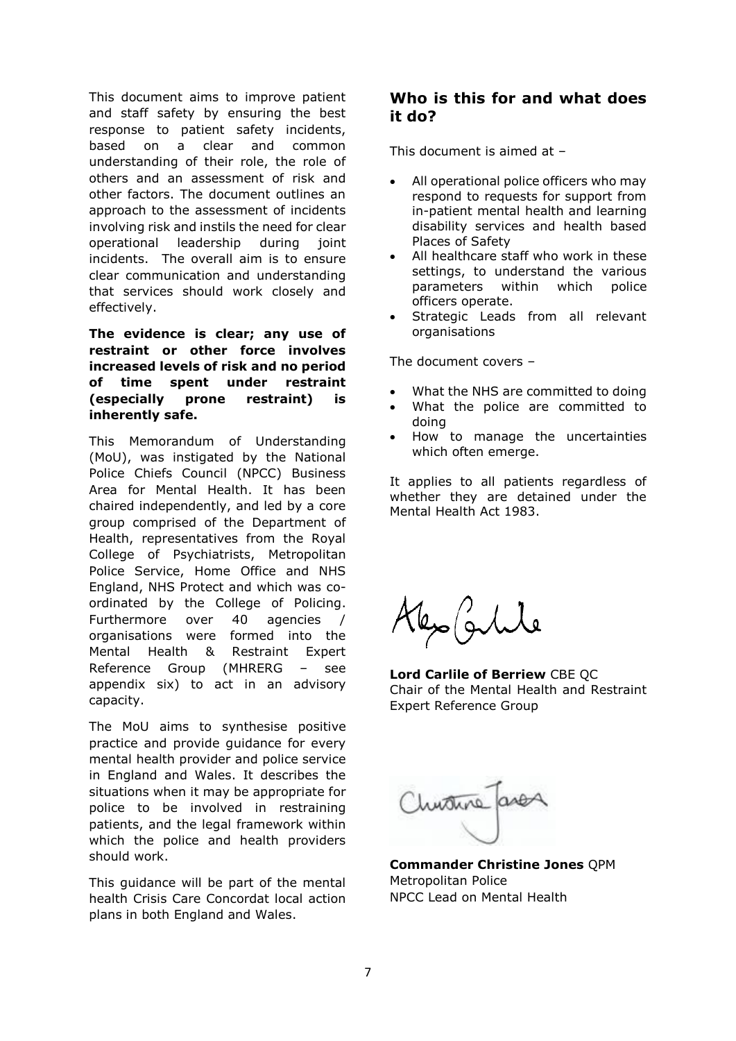This document aims to improve patient and staff safety by ensuring the best response to patient safety incidents, based on a clear and common understanding of their role, the role of others and an assessment of risk and other factors. The document outlines an approach to the assessment of incidents involving risk and instils the need for clear operational leadership during joint incidents. The overall aim is to ensure clear communication and understanding that services should work closely and effectively.

**The evidence is clear; any use of restraint or other force involves increased levels of risk and no period of time spent under restraint (especially prone restraint) is inherently safe.**

This Memorandum of Understanding (MoU), was instigated by the National Police Chiefs Council (NPCC) Business Area for Mental Health. It has been chaired independently, and led by a core group comprised of the Department of Health, representatives from the Royal College of Psychiatrists, Metropolitan Police Service, Home Office and NHS England, NHS Protect and which was co-ordinated by the College of Policing. Furthermore over 40 agencies / organisations were formed into the Mental Health & Restraint Expert Reference Group (MHRERG – see appendix six) to act in an advisory capacity.

The MoU aims to synthesise positive practice and provide guidance for every mental health provider and police service in England and Wales. It describes the situations when it may be appropriate for police to be involved in restraining patients, and the legal framework within which the police and health providers should work.

This guidance will be part of the mental health Crisis Care Concordat local action plans in both England and Wales.

## Who is this for and what does it do?

This document is aimed at –

- All operational police officers who may respond to requests for support from in-patient mental health and learning disability services and health based Places of Safety
- All healthcare staff who work in these settings, to understand the various parameters within which police officers operate.
- Strategic Leads from all relevant organisations

The document covers –

- What the NHS are committed to doing
- What the police are committed to doing
- How to manage the uncertainties which often emerge.

It applies to all patients regardless of whether they are detained under the Mental Health Act 1983.

**Lord Carlile of Berriew** CBE QC
Chair of the Mental Health and Restraint Expert Reference Group

**Commander Christine Jones** QPM
Metropolitan Police
NPCC Lead on Mental Health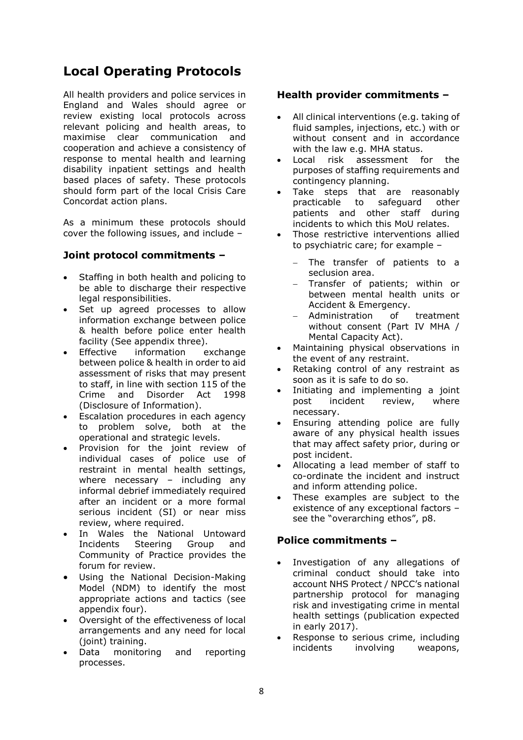# Local Operating Protocols

All health providers and police services in England and Wales should agree or review existing local protocols across relevant policing and health areas, to maximise clear communication and cooperation and achieve a consistency of response to mental health and learning disability inpatient settings and health based places of safety. These protocols should form part of the local Crisis Care Concordat action plans.

As a minimum these protocols should cover the following issues, and include –

### Joint protocol commitments –

- Staffing in both health and policing to be able to discharge their respective legal responsibilities.
- Set up agreed processes to allow information exchange between police & health before police enter health facility (See appendix three).
- Effective information exchange between police & health in order to aid assessment of risks that may present to staff, in line with section 115 of the Crime and Disorder Act 1998 (Disclosure of Information).
- Escalation procedures in each agency to problem solve, both at the operational and strategic levels.
- Provision for the joint review of individual cases of police use of restraint in mental health settings, where necessary – including any informal debrief immediately required after an incident or a more formal serious incident (SI) or near miss review, where required.
- In Wales the National Untoward Incidents Steering Group and Community of Practice provides the forum for review.
- Using the National Decision-Making Model (NDM) to identify the most appropriate actions and tactics (see appendix four).
- Oversight of the effectiveness of local arrangements and any need for local (joint) training.
- Data monitoring and reporting processes.

### Health provider commitments –

- All clinical interventions (e.g. taking of fluid samples, injections, etc.) with or without consent and in accordance with the law e.g. MHA status.
- Local risk assessment for the purposes of staffing requirements and contingency planning.
- Take steps that are reasonably practicable to safeguard other patients and other staff during incidents to which this MoU relates.
- Those restrictive interventions allied to psychiatric care; for example –
  - The transfer of patients to a seclusion area.
  - Transfer of patients; within or between mental health units or Accident & Emergency.
  - Administration of treatment without consent (Part IV MHA / Mental Capacity Act).
- Maintaining physical observations in the event of any restraint.
- Retaking control of any restraint as soon as it is safe to do so.
- Initiating and implementing a joint post incident review, where necessary.
- Ensuring attending police are fully aware of any physical health issues that may affect safety prior, during or post incident.
- Allocating a lead member of staff to co-ordinate the incident and instruct and inform attending police.
- These examples are subject to the existence of any exceptional factors – see the "overarching ethos", p8.

### Police commitments –

- Investigation of any allegations of criminal conduct should take into account NHS Protect / NPCC's national partnership protocol for managing risk and investigating crime in mental health settings (publication expected in early 2017).
- Response to serious crime, including incidents involving weapons,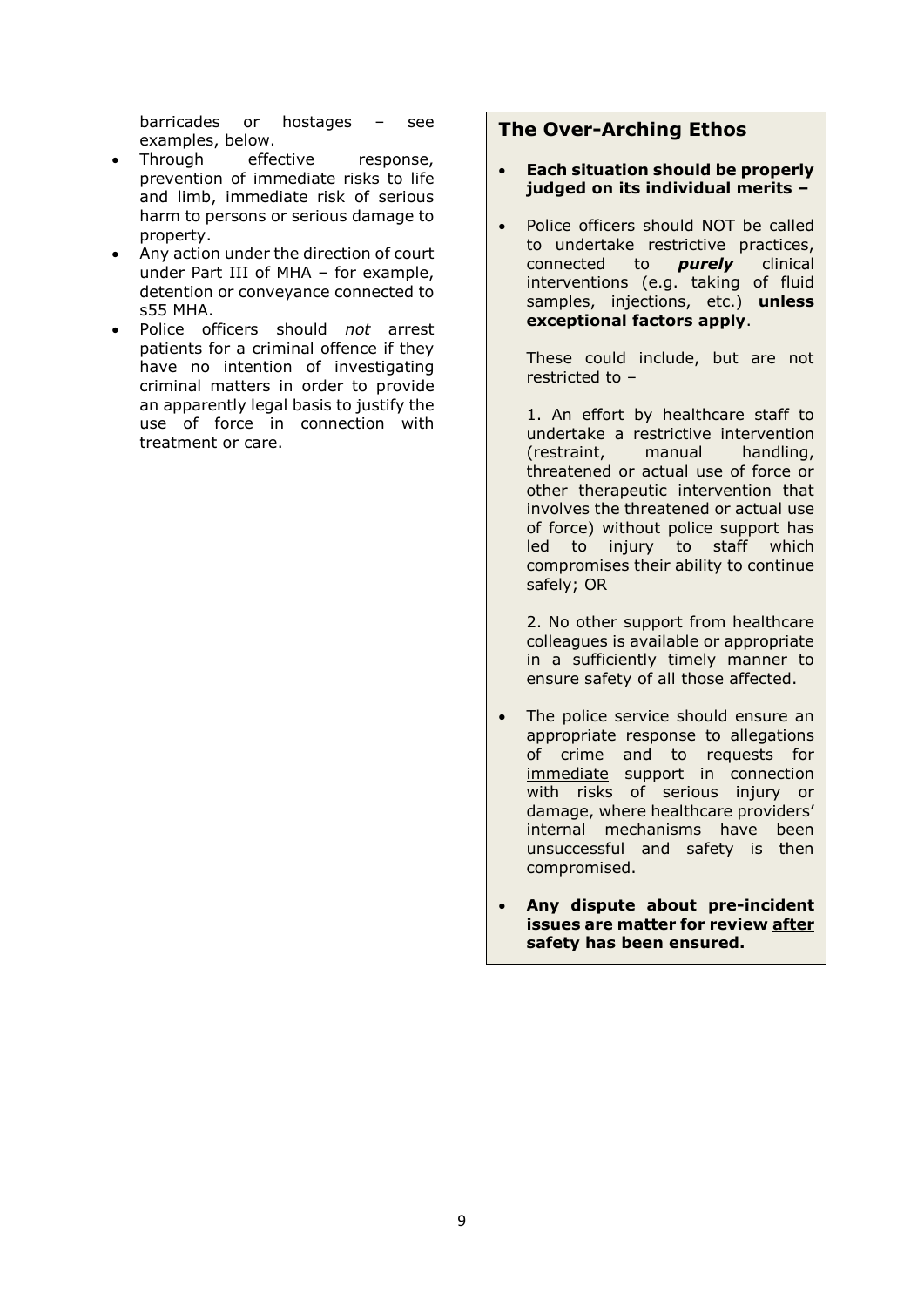barricades or hostages – see examples, below.

- Through effective response, prevention of immediate risks to life and limb, immediate risk of serious harm to persons or serious damage to property.
- Any action under the direction of court under Part III of MHA – for example, detention or conveyance connected to s55 MHA.
- Police officers should *not* arrest patients for a criminal offence if they have no intention of investigating criminal matters in order to provide an apparently legal basis to justify the use of force in connection with treatment or care.

### The Over-Arching Ethos

- **Each situation should be properly judged on its individual merits –**
- Police officers should NOT be called to undertake restrictive practices, connected to ***purely*** clinical interventions (e.g. taking of fluid samples, injections, etc.) **unless exceptional factors apply**.

  These could include, but are not restricted to –

  1. An effort by healthcare staff to undertake a restrictive intervention (restraint, manual handling, threatened or actual use of force or other therapeutic intervention that involves the threatened or actual use of force) without police support has led to injury to staff which compromises their ability to continue safely; OR

  2. No other support from healthcare colleagues is available or appropriate in a sufficiently timely manner to ensure safety of all those affected.

- The police service should ensure an appropriate response to allegations of crime and to requests for immediate support in connection with risks of serious injury or damage, where healthcare providers' internal mechanisms have been unsuccessful and safety is then compromised.
- **Any dispute about pre-incident issues are matter for review after safety has been ensured.**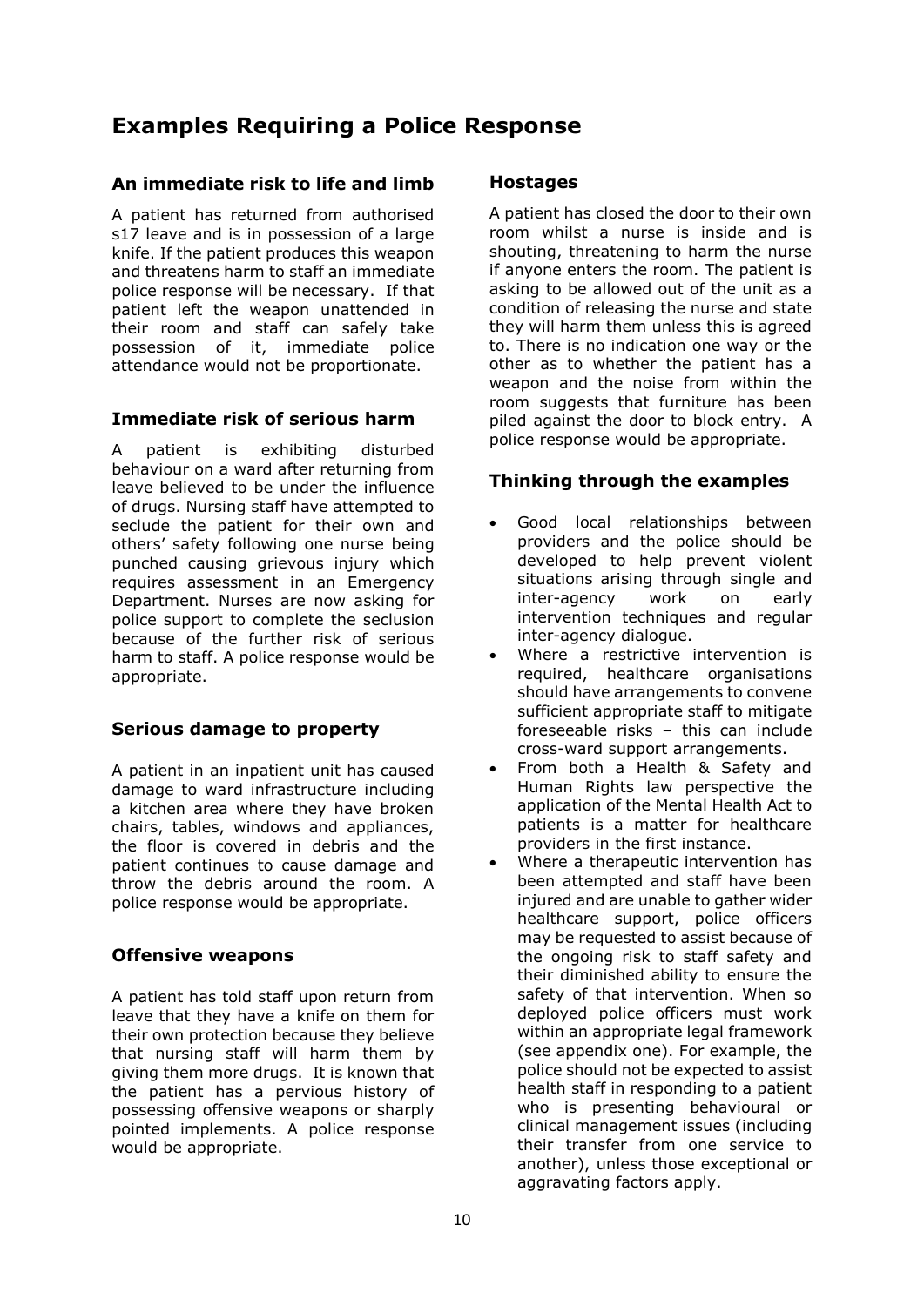# Examples Requiring a Police Response

## An immediate risk to life and limb

A patient has returned from authorised s17 leave and is in possession of a large knife. If the patient produces this weapon and threatens harm to staff an immediate police response will be necessary. If that patient left the weapon unattended in their room and staff can safely take possession of it, immediate police attendance would not be proportionate.

## Immediate risk of serious harm

A patient is exhibiting disturbed behaviour on a ward after returning from leave believed to be under the influence of drugs. Nursing staff have attempted to seclude the patient for their own and others' safety following one nurse being punched causing grievous injury which requires assessment in an Emergency Department. Nurses are now asking for police support to complete the seclusion because of the further risk of serious harm to staff. A police response would be appropriate.

## Serious damage to property

A patient in an inpatient unit has caused damage to ward infrastructure including a kitchen area where they have broken chairs, tables, windows and appliances, the floor is covered in debris and the patient continues to cause damage and throw the debris around the room. A police response would be appropriate.

## Offensive weapons

A patient has told staff upon return from leave that they have a knife on them for their own protection because they believe that nursing staff will harm them by giving them more drugs. It is known that the patient has a pervious history of possessing offensive weapons or sharply pointed implements. A police response would be appropriate.

## Hostages

A patient has closed the door to their own room whilst a nurse is inside and is shouting, threatening to harm the nurse if anyone enters the room. The patient is asking to be allowed out of the unit as a condition of releasing the nurse and state they will harm them unless this is agreed to. There is no indication one way or the other as to whether the patient has a weapon and the noise from within the room suggests that furniture has been piled against the door to block entry. A police response would be appropriate.

## Thinking through the examples

- Good local relationships between providers and the police should be developed to help prevent violent situations arising through single and inter-agency work on early intervention techniques and regular inter-agency dialogue.
- Where a restrictive intervention is required, healthcare organisations should have arrangements to convene sufficient appropriate staff to mitigate foreseeable risks – this can include cross-ward support arrangements.
- From both a Health & Safety and Human Rights law perspective the application of the Mental Health Act to patients is a matter for healthcare providers in the first instance.
- Where a therapeutic intervention has been attempted and staff have been injured and are unable to gather wider healthcare support, police officers may be requested to assist because of the ongoing risk to staff safety and their diminished ability to ensure the safety of that intervention. When so deployed police officers must work within an appropriate legal framework (see appendix one). For example, the police should not be expected to assist health staff in responding to a patient who is presenting behavioural or clinical management issues (including their transfer from one service to another), unless those exceptional or aggravating factors apply.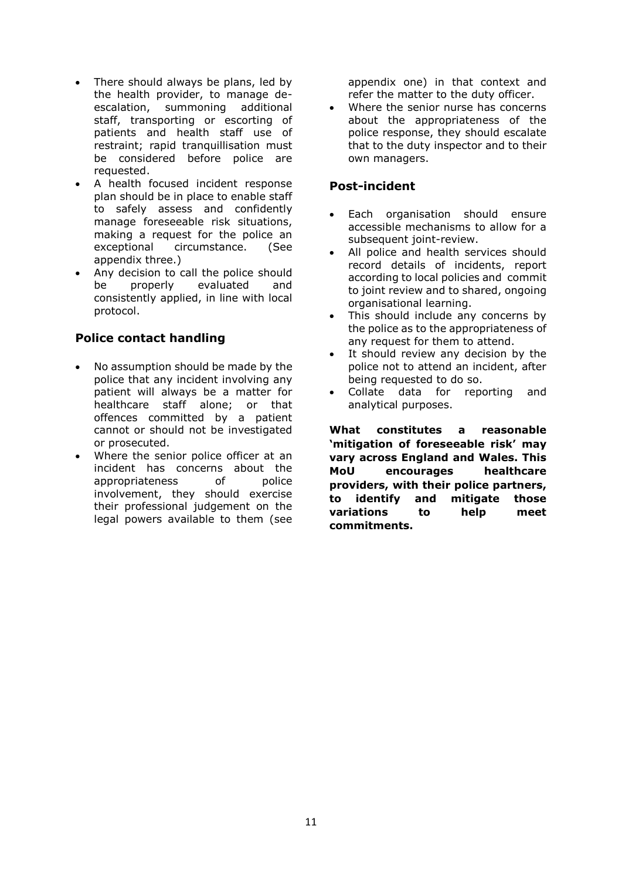- There should always be plans, led by the health provider, to manage de-escalation, summoning additional staff, transporting or escorting of patients and health staff use of restraint; rapid tranquillisation must be considered before police are requested.
- A health focused incident response plan should be in place to enable staff to safely assess and confidently manage foreseeable risk situations, making a request for the police an exceptional circumstance. (See appendix three.)
- Any decision to call the police should be properly evaluated and consistently applied, in line with local protocol.

### Police contact handling

- No assumption should be made by the police that any incident involving any patient will always be a matter for healthcare staff alone; or that offences committed by a patient cannot or should not be investigated or prosecuted.
- Where the senior police officer at an incident has concerns about the appropriateness of police involvement, they should exercise their professional judgement on the legal powers available to them (see appendix one) in that context and refer the matter to the duty officer.
- Where the senior nurse has concerns about the appropriateness of the police response, they should escalate that to the duty inspector and to their own managers.

### Post-incident

- Each organisation should ensure accessible mechanisms to allow for a subsequent joint-review.
- All police and health services should record details of incidents, report according to local policies and commit to joint review and to shared, ongoing organisational learning.
- This should include any concerns by the police as to the appropriateness of any request for them to attend.
- It should review any decision by the police not to attend an incident, after being requested to do so.
- Collate data for reporting and analytical purposes.

**What constitutes a reasonable 'mitigation of foreseeable risk' may vary across England and Wales. This MoU encourages healthcare providers, with their police partners, to identify and mitigate those variations to help meet commitments.**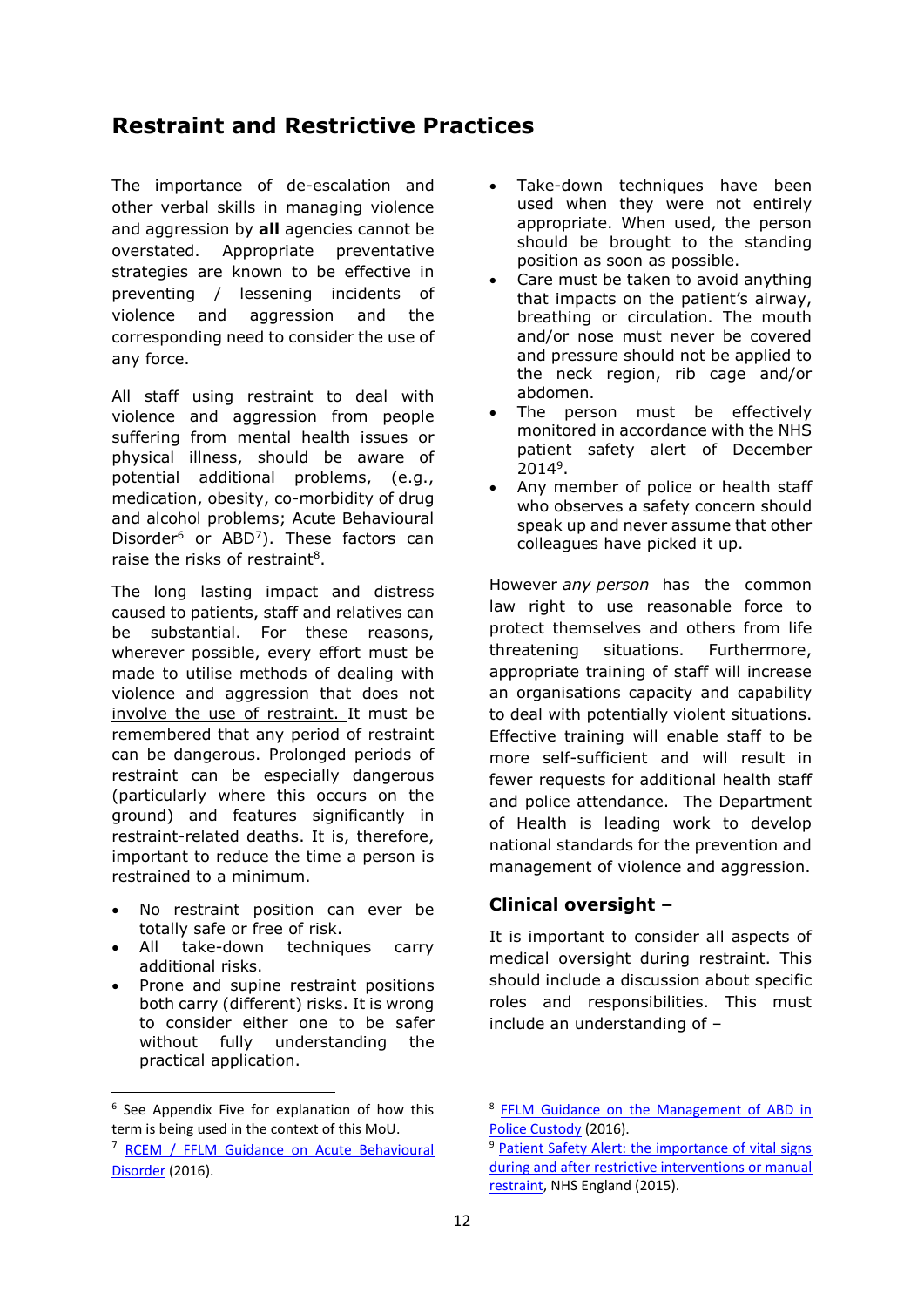## Restraint and Restrictive Practices

The importance of de-escalation and other verbal skills in managing violence and aggression by **all** agencies cannot be overstated. Appropriate preventative strategies are known to be effective in preventing / lessening incidents of violence and aggression and the corresponding need to consider the use of any force.

All staff using restraint to deal with violence and aggression from people suffering from mental health issues or physical illness, should be aware of potential additional problems, (e.g., medication, obesity, co-morbidity of drug and alcohol problems; Acute Behavioural Disorder[6] or ABD[7]). These factors can raise the risks of restraint[8].

The long lasting impact and distress caused to patients, staff and relatives can be substantial. For these reasons, wherever possible, every effort must be made to utilise methods of dealing with violence and aggression that <u>does not involve the use of restraint.</u> It must be remembered that any period of restraint can be dangerous. Prolonged periods of restraint can be especially dangerous (particularly where this occurs on the ground) and features significantly in restraint-related deaths. It is, therefore, important to reduce the time a person is restrained to a minimum.

- No restraint position can ever be totally safe or free of risk.
- All take-down techniques carry additional risks.
- Prone and supine restraint positions both carry (different) risks. It is wrong to consider either one to be safer without fully understanding the practical application.
- Take-down techniques have been used when they were not entirely appropriate. When used, the person should be brought to the standing position as soon as possible.
- Care must be taken to avoid anything that impacts on the patient's airway, breathing or circulation. The mouth and/or nose must never be covered and pressure should not be applied to the neck region, rib cage and/or abdomen.
- The person must be effectively monitored in accordance with the NHS patient safety alert of December 2014[9].
- Any member of police or health staff who observes a safety concern should speak up and never assume that other colleagues have picked it up.

However *any person* has the common law right to use reasonable force to protect themselves and others from life threatening situations. Furthermore, appropriate training of staff will increase an organisations capacity and capability to deal with potentially violent situations. Effective training will enable staff to be more self-sufficient and will result in fewer requests for additional health staff and police attendance. The Department of Health is leading work to develop national standards for the prevention and management of violence and aggression.

### Clinical oversight –

It is important to consider all aspects of medical oversight during restraint. This should include a discussion about specific roles and responsibilities. This must include an understanding of –

---

[6] See Appendix Five for explanation of how this term is being used in the context of this MoU.

[7] RCEM / FFLM Guidance on Acute Behavioural Disorder (2016).

[8] FFLM Guidance on the Management of ABD in Police Custody (2016).

[9] Patient Safety Alert: the importance of vital signs during and after restrictive interventions or manual restraint, NHS England (2015).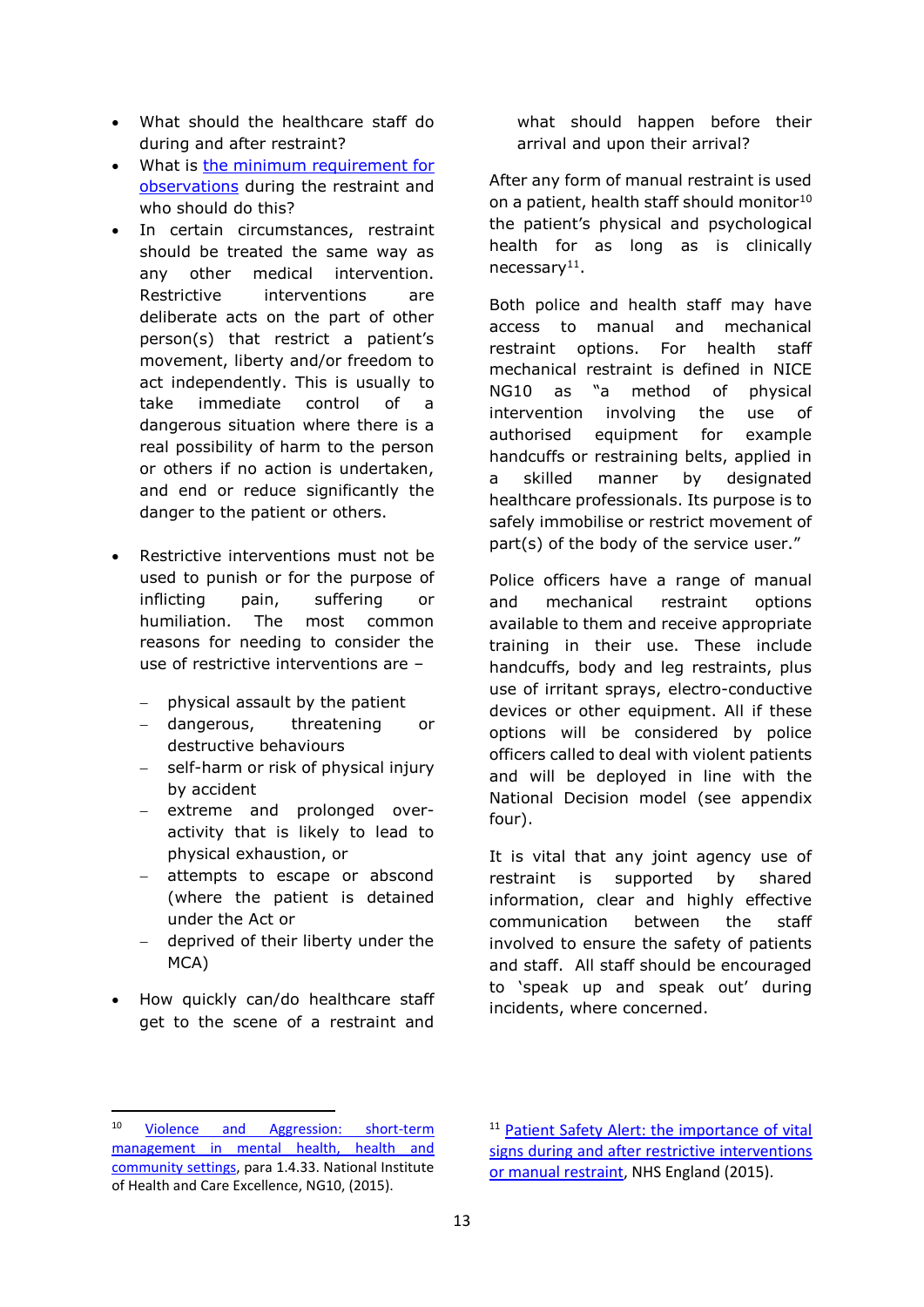- What should the healthcare staff do during and after restraint?
- What is [the minimum requirement for observations](#) during the restraint and who should do this?
- In certain circumstances, restraint should be treated the same way as any other medical intervention. Restrictive interventions are deliberate acts on the part of other person(s) that restrict a patient's movement, liberty and/or freedom to act independently. This is usually to take immediate control of a dangerous situation where there is a real possibility of harm to the person or others if no action is undertaken, and end or reduce significantly the danger to the patient or others.

- Restrictive interventions must not be used to punish or for the purpose of inflicting pain, suffering or humiliation. The most common reasons for needing to consider the use of restrictive interventions are –

  - physical assault by the patient
  - dangerous, threatening or destructive behaviours
  - self-harm or risk of physical injury by accident
  - extreme and prolonged over-activity that is likely to lead to physical exhaustion, or
  - attempts to escape or abscond (where the patient is detained under the Act or
  - deprived of their liberty under the MCA)

- How quickly can/do healthcare staff get to the scene of a restraint and what should happen before their arrival and upon their arrival?

After any form of manual restraint is used on a patient, health staff should monitor[10] the patient's physical and psychological health for as long as is clinically necessary[11].

Both police and health staff may have access to manual and mechanical restraint options. For health staff mechanical restraint is defined in NICE NG10 as "a method of physical intervention involving the use of authorised equipment for example handcuffs or restraining belts, applied in a skilled manner by designated healthcare professionals. Its purpose is to safely immobilise or restrict movement of part(s) of the body of the service user."

Police officers have a range of manual and mechanical restraint options available to them and receive appropriate training in their use. These include handcuffs, body and leg restraints, plus use of irritant sprays, electro-conductive devices or other equipment. All if these options will be considered by police officers called to deal with violent patients and will be deployed in line with the National Decision model (see appendix four).

It is vital that any joint agency use of restraint is supported by shared information, clear and highly effective communication between the staff involved to ensure the safety of patients and staff. All staff should be encouraged to 'speak up and speak out' during incidents, where concerned.

---

[10] [Violence and Aggression: short-term management in mental health, health and community settings](#), para 1.4.33. National Institute of Health and Care Excellence, NG10, (2015).

[11] [Patient Safety Alert: the importance of vital signs during and after restrictive interventions or manual restraint](#), NHS England (2015).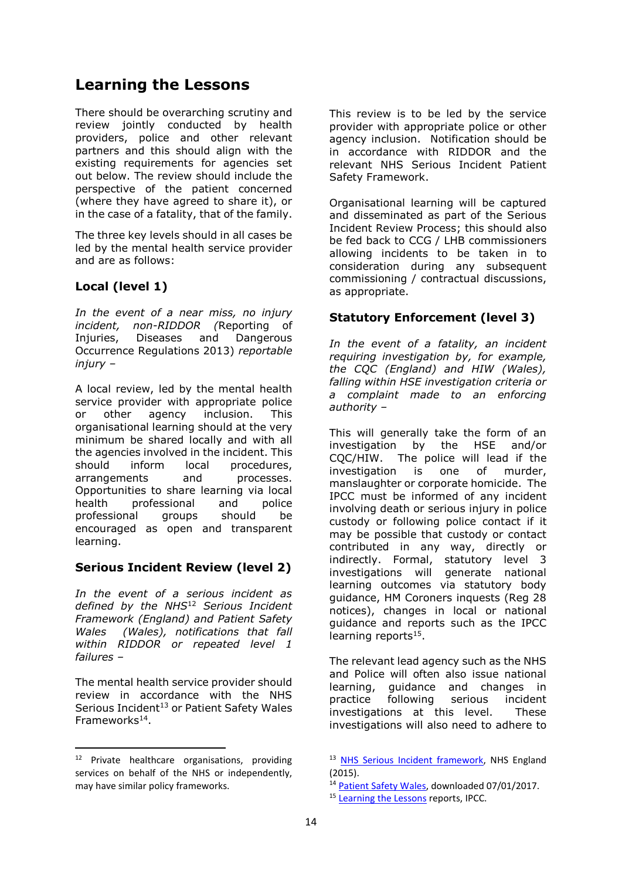## Learning the Lessons

There should be overarching scrutiny and review jointly conducted by health providers, police and other relevant partners and this should align with the existing requirements for agencies set out below. The review should include the perspective of the patient concerned (where they have agreed to share it), or in the case of a fatality, that of the family.

The three key levels should in all cases be led by the mental health service provider and are as follows:

### Local (level 1)

*In the event of a near miss, no injury incident, non-RIDDOR (*Reporting of Injuries, Diseases and Dangerous Occurrence Regulations 2013) *reportable injury –*

A local review, led by the mental health service provider with appropriate police or other agency inclusion. This organisational learning should at the very minimum be shared locally and with all the agencies involved in the incident. This should inform local procedures, arrangements and processes. Opportunities to share learning via local health professional and police professional groups should be encouraged as open and transparent learning.

### Serious Incident Review (level 2)

*In the event of a serious incident as defined by the NHS*[12] *Serious Incident Framework (England) and Patient Safety Wales (Wales), notifications that fall within RIDDOR or repeated level 1 failures –*

The mental health service provider should review in accordance with the NHS Serious Incident[13] or Patient Safety Wales Frameworks[14].

This review is to be led by the service provider with appropriate police or other agency inclusion. Notification should be in accordance with RIDDOR and the relevant NHS Serious Incident Patient Safety Framework.

Organisational learning will be captured and disseminated as part of the Serious Incident Review Process; this should also be fed back to CCG / LHB commissioners allowing incidents to be taken in to consideration during any subsequent commissioning / contractual discussions, as appropriate.

### Statutory Enforcement (level 3)

*In the event of a fatality, an incident requiring investigation by, for example, the CQC (England) and HIW (Wales), falling within HSE investigation criteria or a complaint made to an enforcing authority –*

This will generally take the form of an investigation by the HSE and/or CQC/HIW. The police will lead if the investigation is one of murder, manslaughter or corporate homicide. The IPCC must be informed of any incident involving death or serious injury in police custody or following police contact if it may be possible that custody or contact contributed in any way, directly or indirectly. Formal, statutory level 3 investigations will generate national learning outcomes via statutory body guidance, HM Coroners inquests (Reg 28 notices), changes in local or national guidance and reports such as the IPCC learning reports[15].

The relevant lead agency such as the NHS and Police will often also issue national learning, guidance and changes in practice following serious incident investigations at this level. These investigations will also need to adhere to

---

[12] Private healthcare organisations, providing services on behalf of the NHS or independently, may have similar policy frameworks.

[13] NHS Serious Incident framework, NHS England (2015).

[14] Patient Safety Wales, downloaded 07/01/2017.

[15] Learning the Lessons reports, IPCC.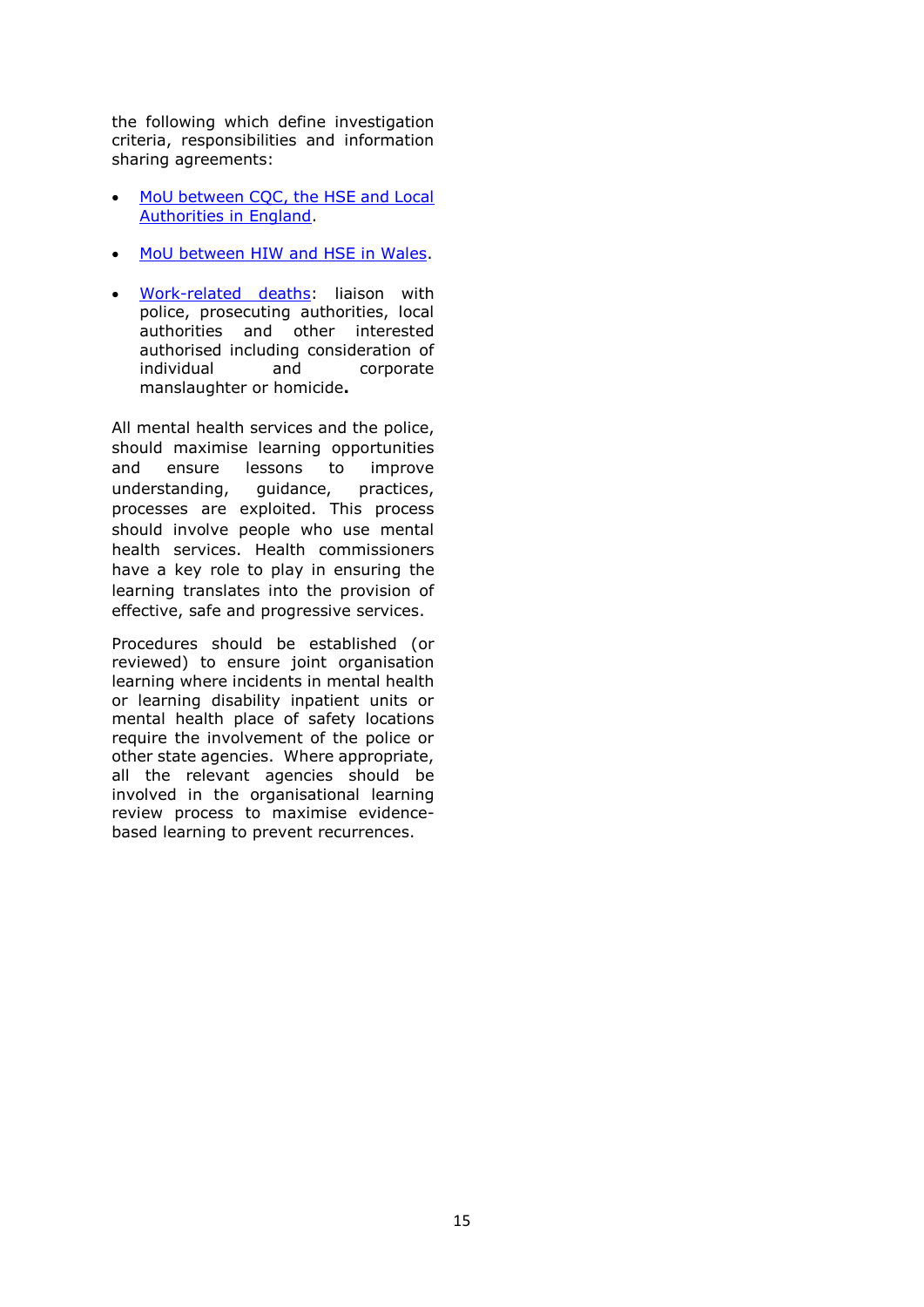the following which define investigation criteria, responsibilities and information sharing agreements:

- MoU between CQC, the HSE and Local Authorities in England.
- MoU between HIW and HSE in Wales.
- Work-related deaths: liaison with police, prosecuting authorities, local authorities and other interested authorised including consideration of individual and corporate manslaughter or homicide**.**

All mental health services and the police, should maximise learning opportunities and ensure lessons to improve understanding, guidance, practices, processes are exploited. This process should involve people who use mental health services. Health commissioners have a key role to play in ensuring the learning translates into the provision of effective, safe and progressive services.

Procedures should be established (or reviewed) to ensure joint organisation learning where incidents in mental health or learning disability inpatient units or mental health place of safety locations require the involvement of the police or other state agencies. Where appropriate, all the relevant agencies should be involved in the organisational learning review process to maximise evidence-based learning to prevent recurrences.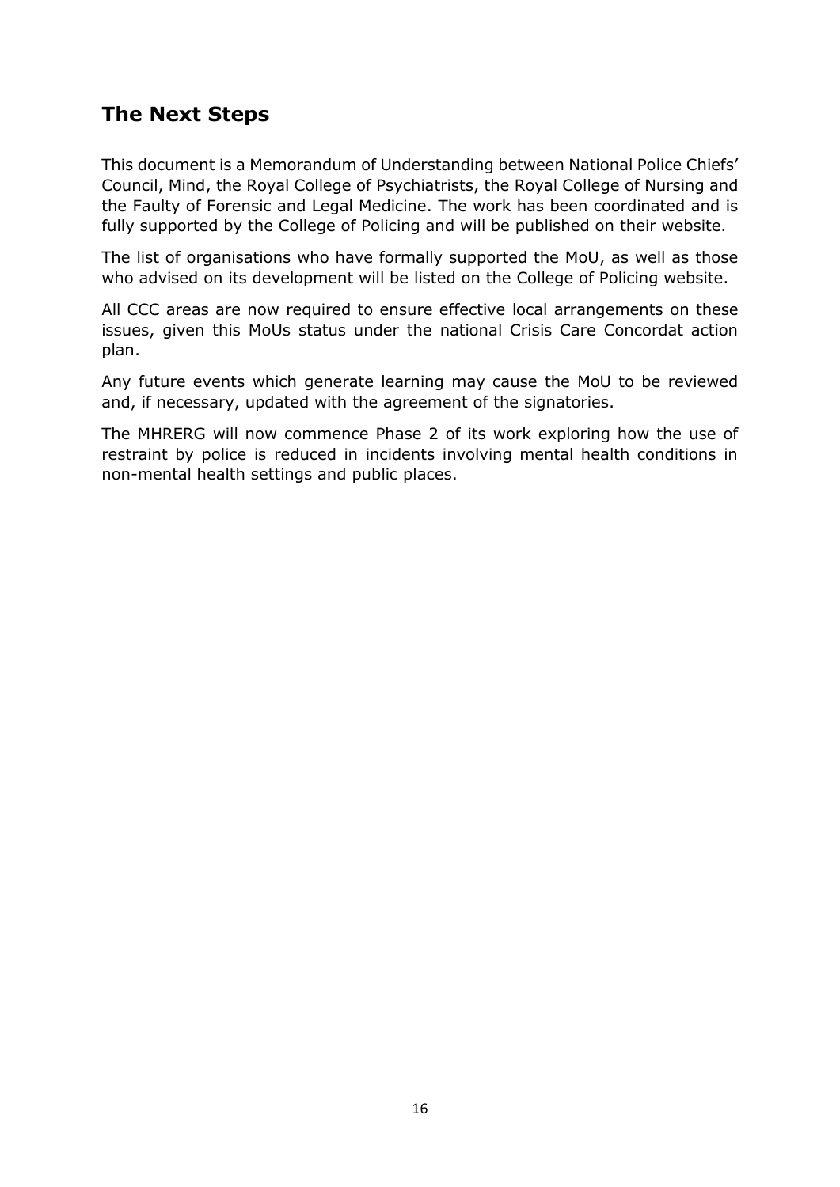## The Next Steps

This document is a Memorandum of Understanding between National Police Chiefs' Council, Mind, the Royal College of Psychiatrists, the Royal College of Nursing and the Faulty of Forensic and Legal Medicine. The work has been coordinated and is fully supported by the College of Policing and will be published on their website.

The list of organisations who have formally supported the MoU, as well as those who advised on its development will be listed on the College of Policing website.

All CCC areas are now required to ensure effective local arrangements on these issues, given this MoUs status under the national Crisis Care Concordat action plan.

Any future events which generate learning may cause the MoU to be reviewed and, if necessary, updated with the agreement of the signatories.

The MHRERG will now commence Phase 2 of its work exploring how the use of restraint by police is reduced in incidents involving mental health conditions in non-mental health settings and public places.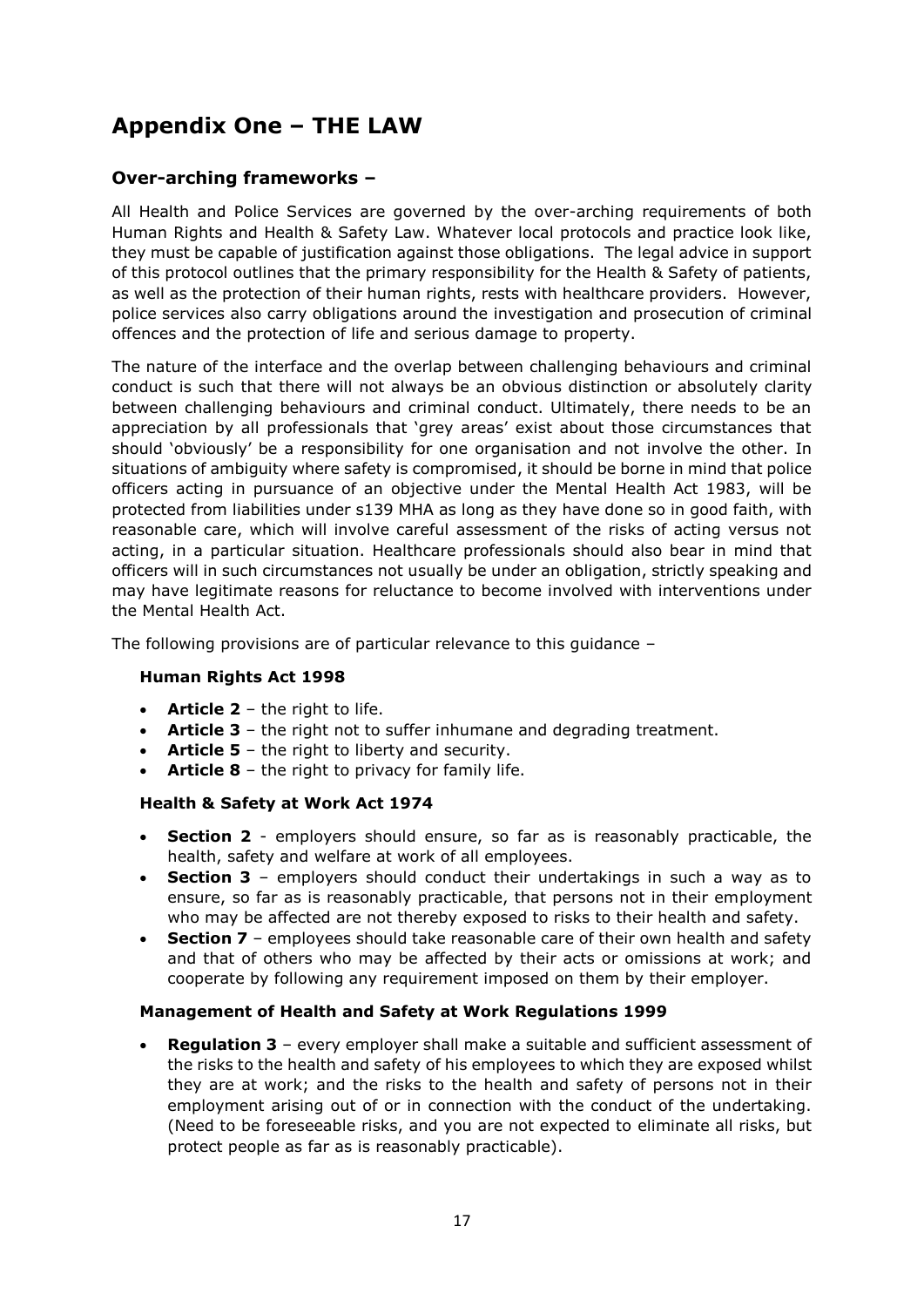# Appendix One – THE LAW

## Over-arching frameworks –

All Health and Police Services are governed by the over-arching requirements of both Human Rights and Health & Safety Law. Whatever local protocols and practice look like, they must be capable of justification against those obligations. The legal advice in support of this protocol outlines that the primary responsibility for the Health & Safety of patients, as well as the protection of their human rights, rests with healthcare providers. However, police services also carry obligations around the investigation and prosecution of criminal offences and the protection of life and serious damage to property.

The nature of the interface and the overlap between challenging behaviours and criminal conduct is such that there will not always be an obvious distinction or absolutely clarity between challenging behaviours and criminal conduct. Ultimately, there needs to be an appreciation by all professionals that 'grey areas' exist about those circumstances that should 'obviously' be a responsibility for one organisation and not involve the other. In situations of ambiguity where safety is compromised, it should be borne in mind that police officers acting in pursuance of an objective under the Mental Health Act 1983, will be protected from liabilities under s139 MHA as long as they have done so in good faith, with reasonable care, which will involve careful assessment of the risks of acting versus not acting, in a particular situation. Healthcare professionals should also bear in mind that officers will in such circumstances not usually be under an obligation, strictly speaking and may have legitimate reasons for reluctance to become involved with interventions under the Mental Health Act.

The following provisions are of particular relevance to this guidance –

**Human Rights Act 1998**

- **Article 2** – the right to life.
- **Article 3** – the right not to suffer inhumane and degrading treatment.
- **Article 5** – the right to liberty and security.
- **Article 8** – the right to privacy for family life.

**Health & Safety at Work Act 1974**

- **Section 2** - employers should ensure, so far as is reasonably practicable, the health, safety and welfare at work of all employees.
- **Section 3** – employers should conduct their undertakings in such a way as to ensure, so far as is reasonably practicable, that persons not in their employment who may be affected are not thereby exposed to risks to their health and safety.
- **Section 7** – employees should take reasonable care of their own health and safety and that of others who may be affected by their acts or omissions at work; and cooperate by following any requirement imposed on them by their employer.

**Management of Health and Safety at Work Regulations 1999**

- **Regulation 3** – every employer shall make a suitable and sufficient assessment of the risks to the health and safety of his employees to which they are exposed whilst they are at work; and the risks to the health and safety of persons not in their employment arising out of or in connection with the conduct of the undertaking. (Need to be foreseeable risks, and you are not expected to eliminate all risks, but protect people as far as is reasonably practicable).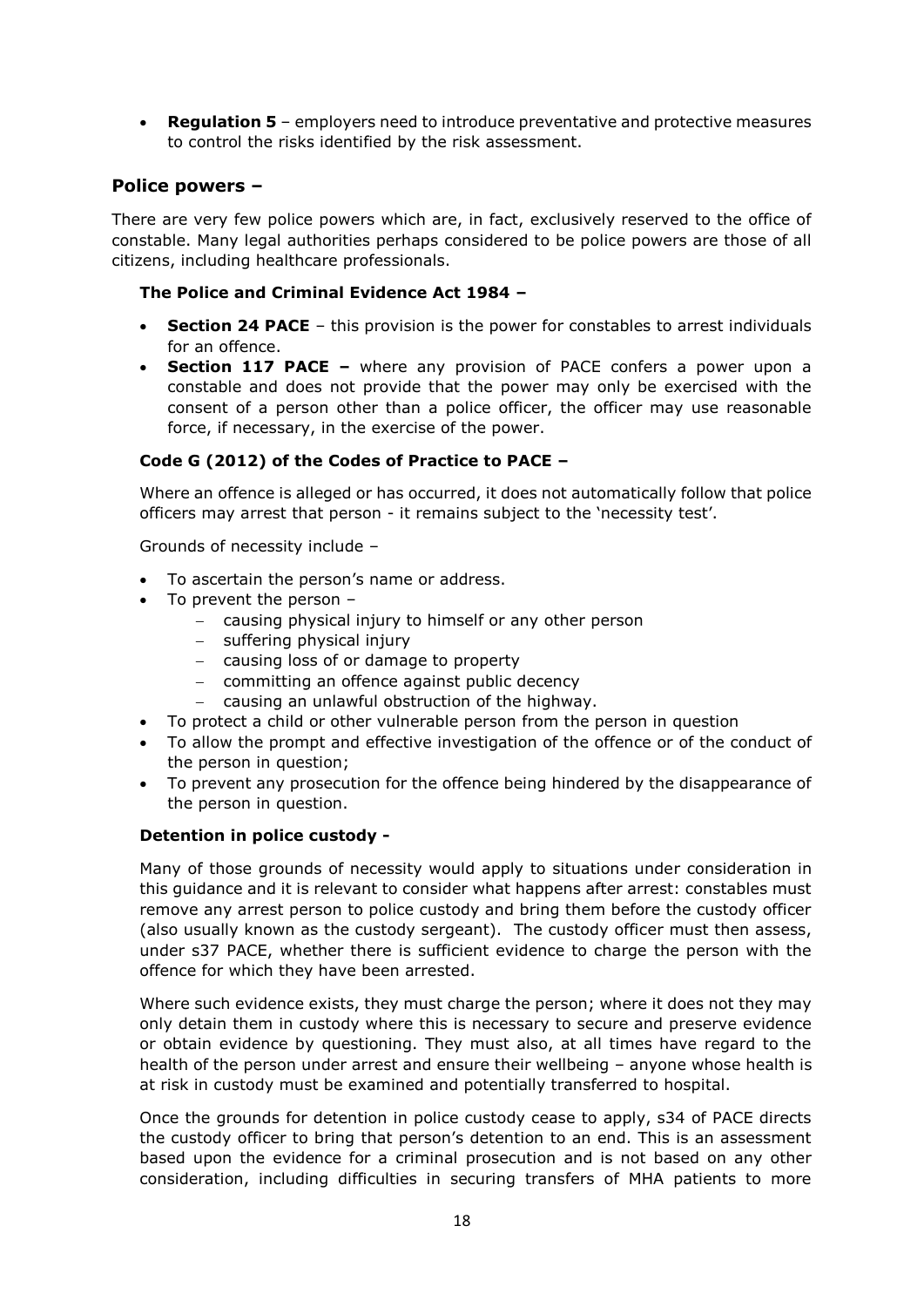- **Regulation 5** – employers need to introduce preventative and protective measures to control the risks identified by the risk assessment.

## Police powers –

There are very few police powers which are, in fact, exclusively reserved to the office of constable. Many legal authorities perhaps considered to be police powers are those of all citizens, including healthcare professionals.

### The Police and Criminal Evidence Act 1984 –

- **Section 24 PACE** – this provision is the power for constables to arrest individuals for an offence.
- **Section 117 PACE –** where any provision of PACE confers a power upon a constable and does not provide that the power may only be exercised with the consent of a person other than a police officer, the officer may use reasonable force, if necessary, in the exercise of the power.

### Code G (2012) of the Codes of Practice to PACE –

Where an offence is alleged or has occurred, it does not automatically follow that police officers may arrest that person - it remains subject to the 'necessity test'.

Grounds of necessity include –

- To ascertain the person's name or address.
- To prevent the person –
  - causing physical injury to himself or any other person
  - suffering physical injury
  - causing loss of or damage to property
  - committing an offence against public decency
  - causing an unlawful obstruction of the highway.
- To protect a child or other vulnerable person from the person in question
- To allow the prompt and effective investigation of the offence or of the conduct of the person in question;
- To prevent any prosecution for the offence being hindered by the disappearance of the person in question.

### Detention in police custody -

Many of those grounds of necessity would apply to situations under consideration in this guidance and it is relevant to consider what happens after arrest: constables must remove any arrest person to police custody and bring them before the custody officer (also usually known as the custody sergeant). The custody officer must then assess, under s37 PACE, whether there is sufficient evidence to charge the person with the offence for which they have been arrested.

Where such evidence exists, they must charge the person; where it does not they may only detain them in custody where this is necessary to secure and preserve evidence or obtain evidence by questioning. They must also, at all times have regard to the health of the person under arrest and ensure their wellbeing – anyone whose health is at risk in custody must be examined and potentially transferred to hospital.

Once the grounds for detention in police custody cease to apply, s34 of PACE directs the custody officer to bring that person's detention to an end. This is an assessment based upon the evidence for a criminal prosecution and is not based on any other consideration, including difficulties in securing transfers of MHA patients to more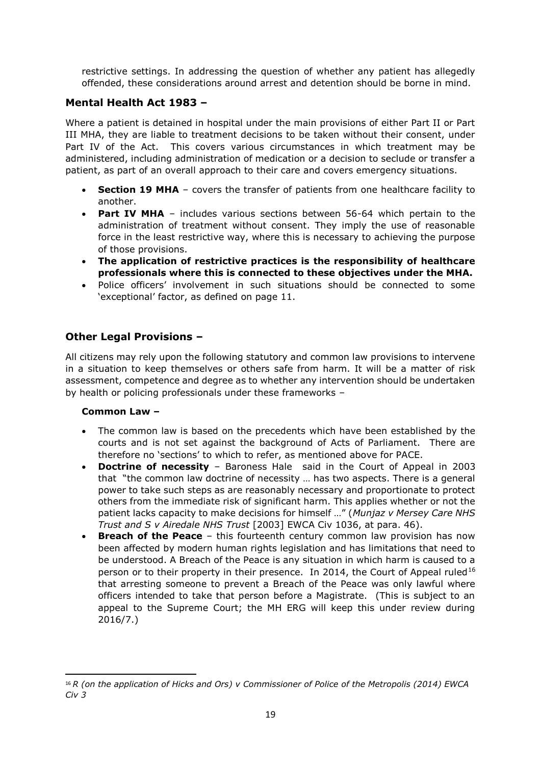restrictive settings. In addressing the question of whether any patient has allegedly offended, these considerations around arrest and detention should be borne in mind.

### Mental Health Act 1983 –

Where a patient is detained in hospital under the main provisions of either Part II or Part III MHA, they are liable to treatment decisions to be taken without their consent, under Part IV of the Act. This covers various circumstances in which treatment may be administered, including administration of medication or a decision to seclude or transfer a patient, as part of an overall approach to their care and covers emergency situations.

- **Section 19 MHA** – covers the transfer of patients from one healthcare facility to another.
- **Part IV MHA** – includes various sections between 56-64 which pertain to the administration of treatment without consent. They imply the use of reasonable force in the least restrictive way, where this is necessary to achieving the purpose of those provisions.
- **The application of restrictive practices is the responsibility of healthcare professionals where this is connected to these objectives under the MHA.**
- Police officers' involvement in such situations should be connected to some 'exceptional' factor, as defined on page 11.

### Other Legal Provisions –

All citizens may rely upon the following statutory and common law provisions to intervene in a situation to keep themselves or others safe from harm. It will be a matter of risk assessment, competence and degree as to whether any intervention should be undertaken by health or policing professionals under these frameworks –

#### Common Law –

- The common law is based on the precedents which have been established by the courts and is not set against the background of Acts of Parliament. There are therefore no 'sections' to which to refer, as mentioned above for PACE.
- **Doctrine of necessity** – Baroness Hale said in the Court of Appeal in 2003 that "the common law doctrine of necessity … has two aspects. There is a general power to take such steps as are reasonably necessary and proportionate to protect others from the immediate risk of significant harm. This applies whether or not the patient lacks capacity to make decisions for himself …" (*Munjaz v Mersey Care NHS Trust and S v Airedale NHS Trust* [2003] EWCA Civ 1036, at para. 46).
- **Breach of the Peace** – this fourteenth century common law provision has now been affected by modern human rights legislation and has limitations that need to be understood. A Breach of the Peace is any situation in which harm is caused to a person or to their property in their presence. In 2014, the Court of Appeal ruled[16] that arresting someone to prevent a Breach of the Peace was only lawful where officers intended to take that person before a Magistrate. (This is subject to an appeal to the Supreme Court; the MH ERG will keep this under review during 2016/7.)

[16] *R (on the application of Hicks and Ors) v Commissioner of Police of the Metropolis (2014) EWCA Civ 3*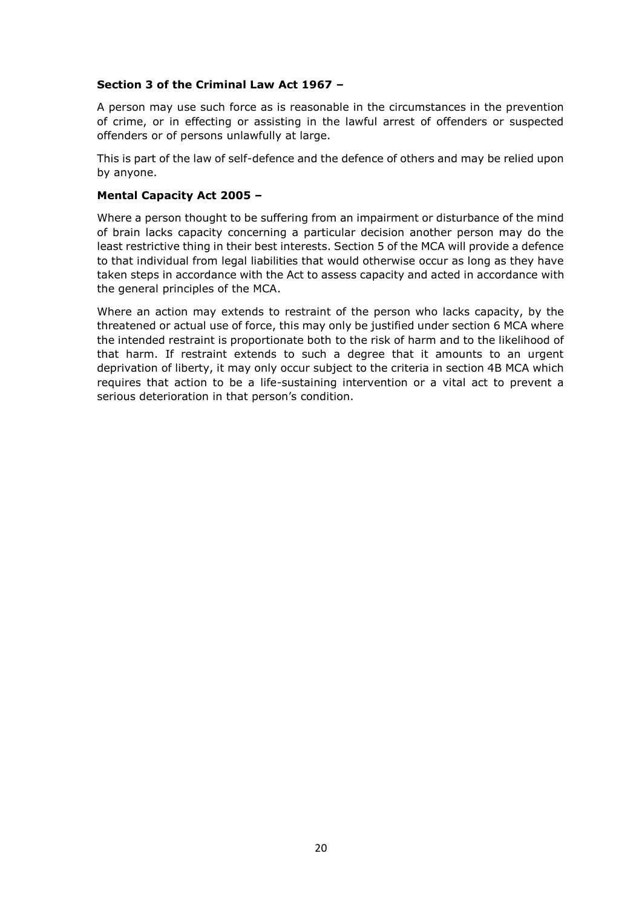**Section 3 of the Criminal Law Act 1967 –**

A person may use such force as is reasonable in the circumstances in the prevention of crime, or in effecting or assisting in the lawful arrest of offenders or suspected offenders or of persons unlawfully at large.

This is part of the law of self-defence and the defence of others and may be relied upon by anyone.

**Mental Capacity Act 2005 –**

Where a person thought to be suffering from an impairment or disturbance of the mind of brain lacks capacity concerning a particular decision another person may do the least restrictive thing in their best interests. Section 5 of the MCA will provide a defence to that individual from legal liabilities that would otherwise occur as long as they have taken steps in accordance with the Act to assess capacity and acted in accordance with the general principles of the MCA.

Where an action may extends to restraint of the person who lacks capacity, by the threatened or actual use of force, this may only be justified under section 6 MCA where the intended restraint is proportionate both to the risk of harm and to the likelihood of that harm. If restraint extends to such a degree that it amounts to an urgent deprivation of liberty, it may only occur subject to the criteria in section 4B MCA which requires that action to be a life-sustaining intervention or a vital act to prevent a serious deterioration in that person's condition.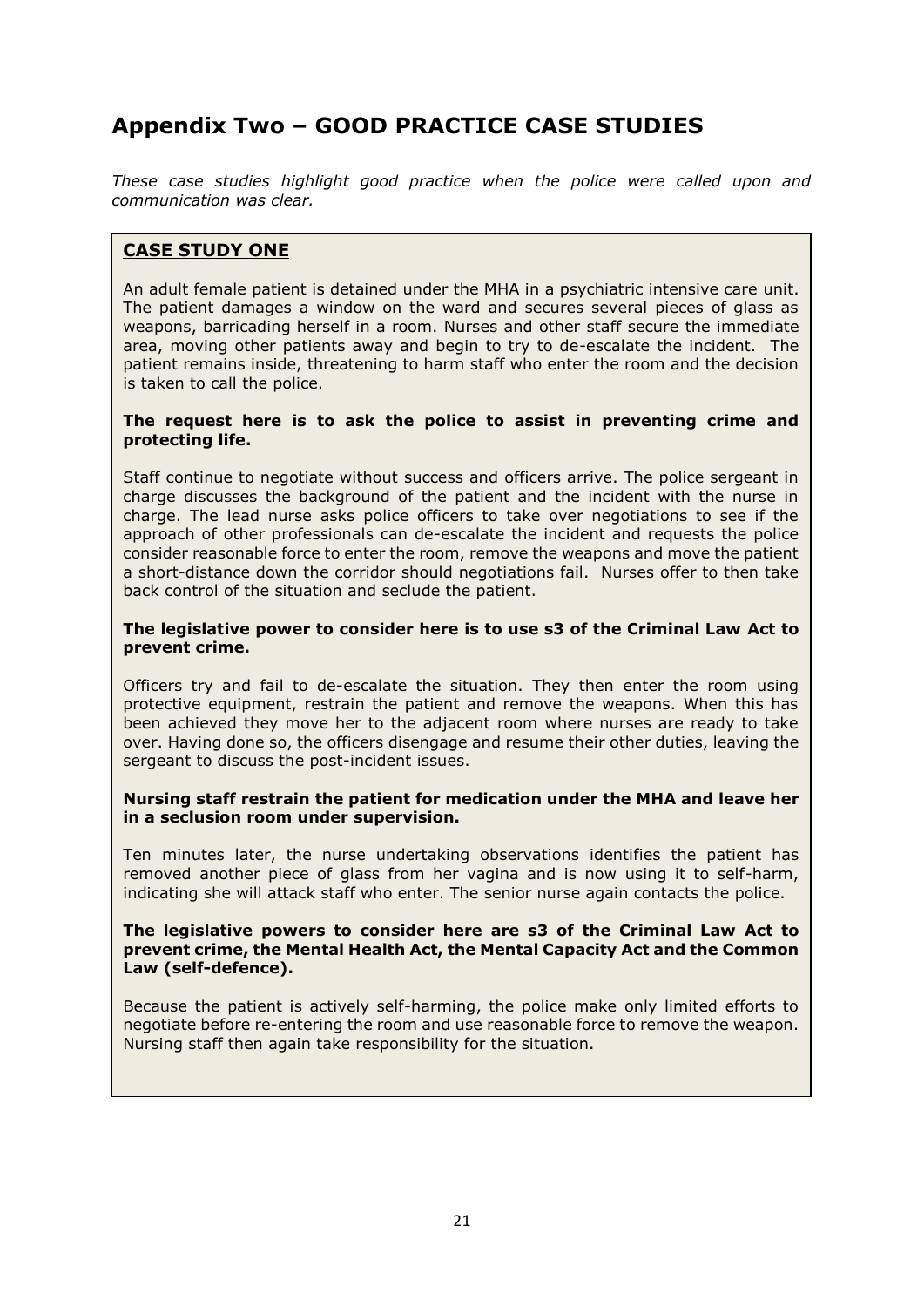## Appendix Two – GOOD PRACTICE CASE STUDIES

*These case studies highlight good practice when the police were called upon and communication was clear.*

### CASE STUDY ONE

An adult female patient is detained under the MHA in a psychiatric intensive care unit. The patient damages a window on the ward and secures several pieces of glass as weapons, barricading herself in a room. Nurses and other staff secure the immediate area, moving other patients away and begin to try to de-escalate the incident. The patient remains inside, threatening to harm staff who enter the room and the decision is taken to call the police.

**The request here is to ask the police to assist in preventing crime and protecting life.**

Staff continue to negotiate without success and officers arrive. The police sergeant in charge discusses the background of the patient and the incident with the nurse in charge. The lead nurse asks police officers to take over negotiations to see if the approach of other professionals can de-escalate the incident and requests the police consider reasonable force to enter the room, remove the weapons and move the patient a short-distance down the corridor should negotiations fail. Nurses offer to then take back control of the situation and seclude the patient.

**The legislative power to consider here is to use s3 of the Criminal Law Act to prevent crime.**

Officers try and fail to de-escalate the situation. They then enter the room using protective equipment, restrain the patient and remove the weapons. When this has been achieved they move her to the adjacent room where nurses are ready to take over. Having done so, the officers disengage and resume their other duties, leaving the sergeant to discuss the post-incident issues.

**Nursing staff restrain the patient for medication under the MHA and leave her in a seclusion room under supervision.**

Ten minutes later, the nurse undertaking observations identifies the patient has removed another piece of glass from her vagina and is now using it to self-harm, indicating she will attack staff who enter. The senior nurse again contacts the police.

**The legislative powers to consider here are s3 of the Criminal Law Act to prevent crime, the Mental Health Act, the Mental Capacity Act and the Common Law (self-defence).**

Because the patient is actively self-harming, the police make only limited efforts to negotiate before re-entering the room and use reasonable force to remove the weapon. Nursing staff then again take responsibility for the situation.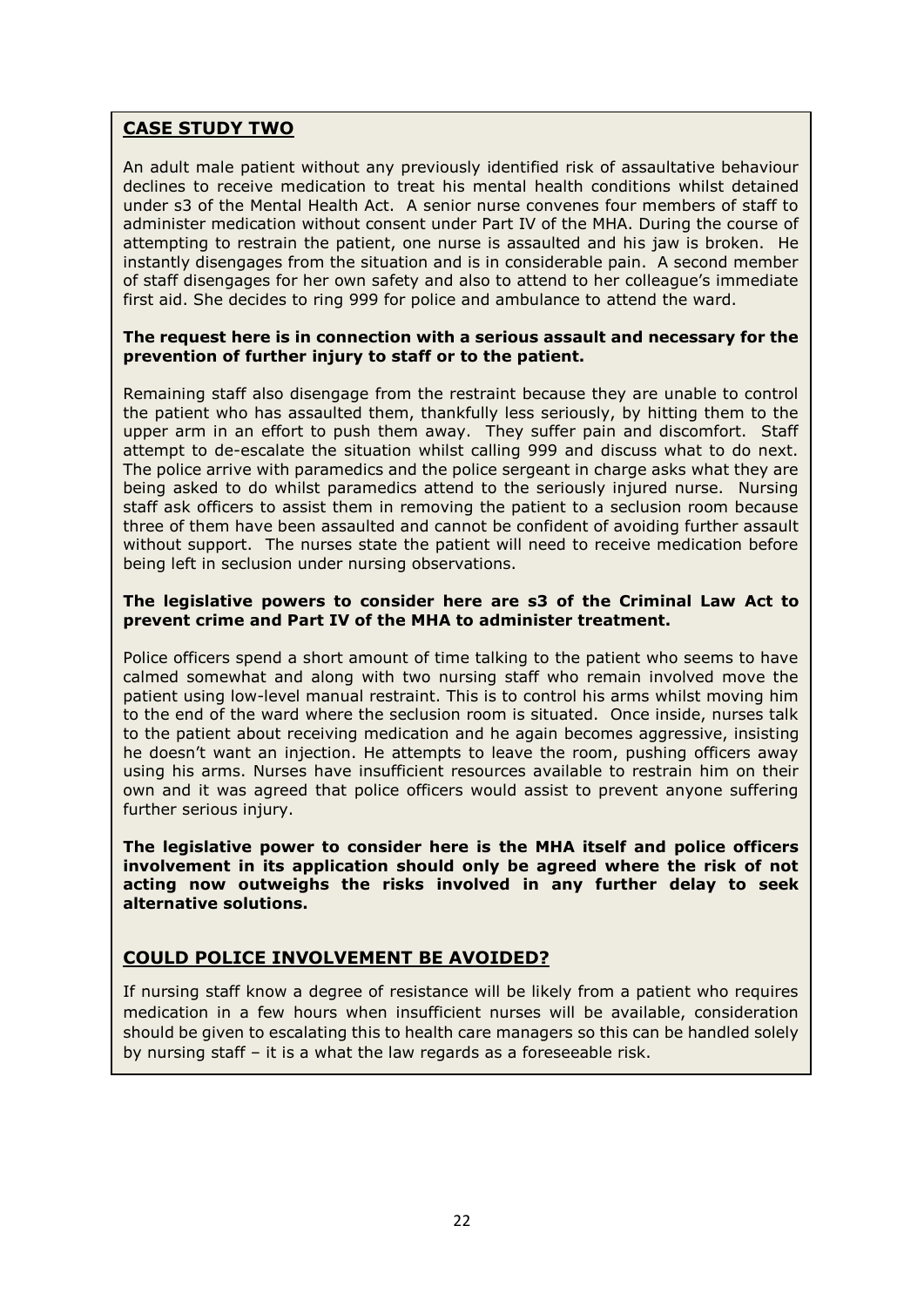## CASE STUDY TWO

An adult male patient without any previously identified risk of assaultative behaviour declines to receive medication to treat his mental health conditions whilst detained under s3 of the Mental Health Act. A senior nurse convenes four members of staff to administer medication without consent under Part IV of the MHA. During the course of attempting to restrain the patient, one nurse is assaulted and his jaw is broken. He instantly disengages from the situation and is in considerable pain. A second member of staff disengages for her own safety and also to attend to her colleague's immediate first aid. She decides to ring 999 for police and ambulance to attend the ward.

**The request here is in connection with a serious assault and necessary for the prevention of further injury to staff or to the patient.**

Remaining staff also disengage from the restraint because they are unable to control the patient who has assaulted them, thankfully less seriously, by hitting them to the upper arm in an effort to push them away. They suffer pain and discomfort. Staff attempt to de-escalate the situation whilst calling 999 and discuss what to do next. The police arrive with paramedics and the police sergeant in charge asks what they are being asked to do whilst paramedics attend to the seriously injured nurse. Nursing staff ask officers to assist them in removing the patient to a seclusion room because three of them have been assaulted and cannot be confident of avoiding further assault without support. The nurses state the patient will need to receive medication before being left in seclusion under nursing observations.

**The legislative powers to consider here are s3 of the Criminal Law Act to prevent crime and Part IV of the MHA to administer treatment.**

Police officers spend a short amount of time talking to the patient who seems to have calmed somewhat and along with two nursing staff who remain involved move the patient using low-level manual restraint. This is to control his arms whilst moving him to the end of the ward where the seclusion room is situated. Once inside, nurses talk to the patient about receiving medication and he again becomes aggressive, insisting he doesn't want an injection. He attempts to leave the room, pushing officers away using his arms. Nurses have insufficient resources available to restrain him on their own and it was agreed that police officers would assist to prevent anyone suffering further serious injury.

**The legislative power to consider here is the MHA itself and police officers involvement in its application should only be agreed where the risk of not acting now outweighs the risks involved in any further delay to seek alternative solutions.**

## COULD POLICE INVOLVEMENT BE AVOIDED?

If nursing staff know a degree of resistance will be likely from a patient who requires medication in a few hours when insufficient nurses will be available, consideration should be given to escalating this to health care managers so this can be handled solely by nursing staff – it is a what the law regards as a foreseeable risk.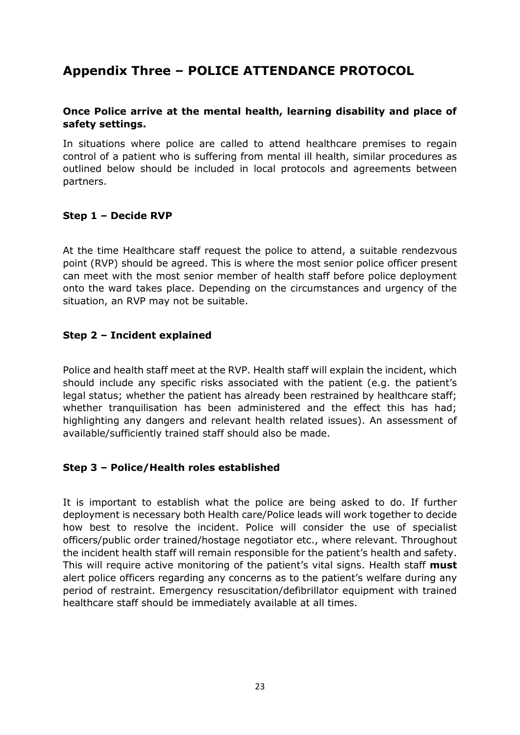## Appendix Three – POLICE ATTENDANCE PROTOCOL

**Once Police arrive at the mental health, learning disability and place of safety settings.**

In situations where police are called to attend healthcare premises to regain control of a patient who is suffering from mental ill health, similar procedures as outlined below should be included in local protocols and agreements between partners.

### Step 1 – Decide RVP

At the time Healthcare staff request the police to attend, a suitable rendezvous point (RVP) should be agreed. This is where the most senior police officer present can meet with the most senior member of health staff before police deployment onto the ward takes place. Depending on the circumstances and urgency of the situation, an RVP may not be suitable.

### Step 2 – Incident explained

Police and health staff meet at the RVP. Health staff will explain the incident, which should include any specific risks associated with the patient (e.g. the patient's legal status; whether the patient has already been restrained by healthcare staff; whether tranquilisation has been administered and the effect this has had; highlighting any dangers and relevant health related issues). An assessment of available/sufficiently trained staff should also be made.

### Step 3 – Police/Health roles established

It is important to establish what the police are being asked to do. If further deployment is necessary both Health care/Police leads will work together to decide how best to resolve the incident. Police will consider the use of specialist officers/public order trained/hostage negotiator etc., where relevant. Throughout the incident health staff will remain responsible for the patient's health and safety. This will require active monitoring of the patient's vital signs. Health staff **must** alert police officers regarding any concerns as to the patient's welfare during any period of restraint. Emergency resuscitation/defibrillator equipment with trained healthcare staff should be immediately available at all times.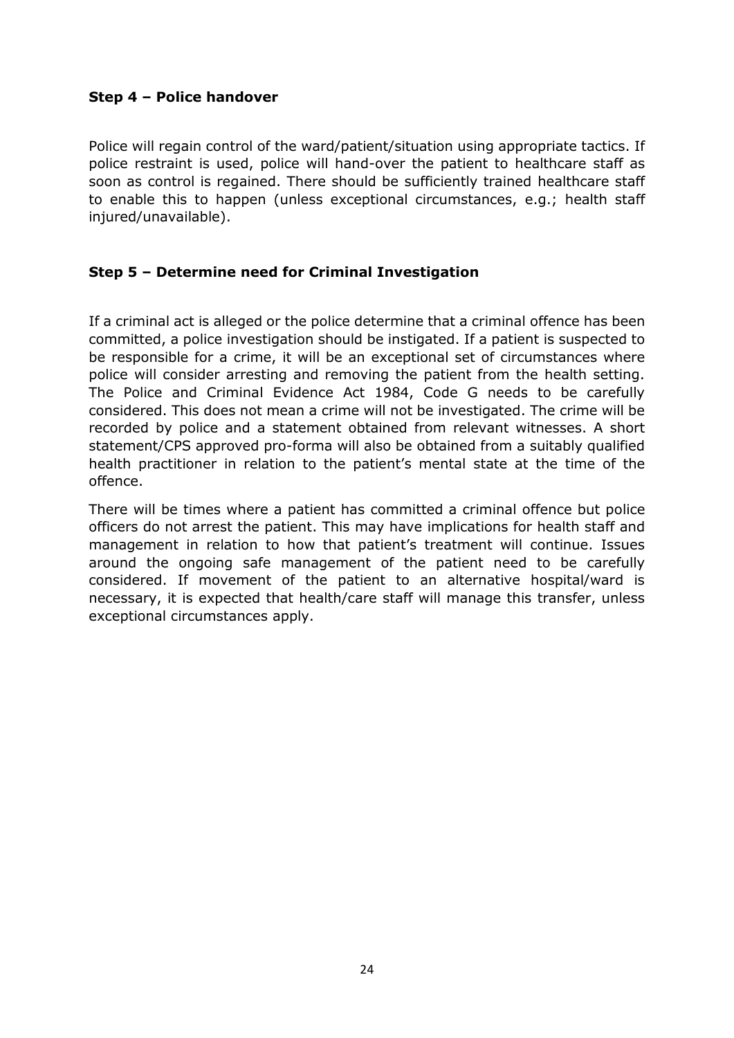**Step 4 – Police handover**

Police will regain control of the ward/patient/situation using appropriate tactics. If police restraint is used, police will hand-over the patient to healthcare staff as soon as control is regained. There should be sufficiently trained healthcare staff to enable this to happen (unless exceptional circumstances, e.g.; health staff injured/unavailable).

**Step 5 – Determine need for Criminal Investigation**

If a criminal act is alleged or the police determine that a criminal offence has been committed, a police investigation should be instigated. If a patient is suspected to be responsible for a crime, it will be an exceptional set of circumstances where police will consider arresting and removing the patient from the health setting. The Police and Criminal Evidence Act 1984, Code G needs to be carefully considered. This does not mean a crime will not be investigated. The crime will be recorded by police and a statement obtained from relevant witnesses. A short statement/CPS approved pro-forma will also be obtained from a suitably qualified health practitioner in relation to the patient's mental state at the time of the offence.

There will be times where a patient has committed a criminal offence but police officers do not arrest the patient. This may have implications for health staff and management in relation to how that patient's treatment will continue. Issues around the ongoing safe management of the patient need to be carefully considered. If movement of the patient to an alternative hospital/ward is necessary, it is expected that health/care staff will manage this transfer, unless exceptional circumstances apply.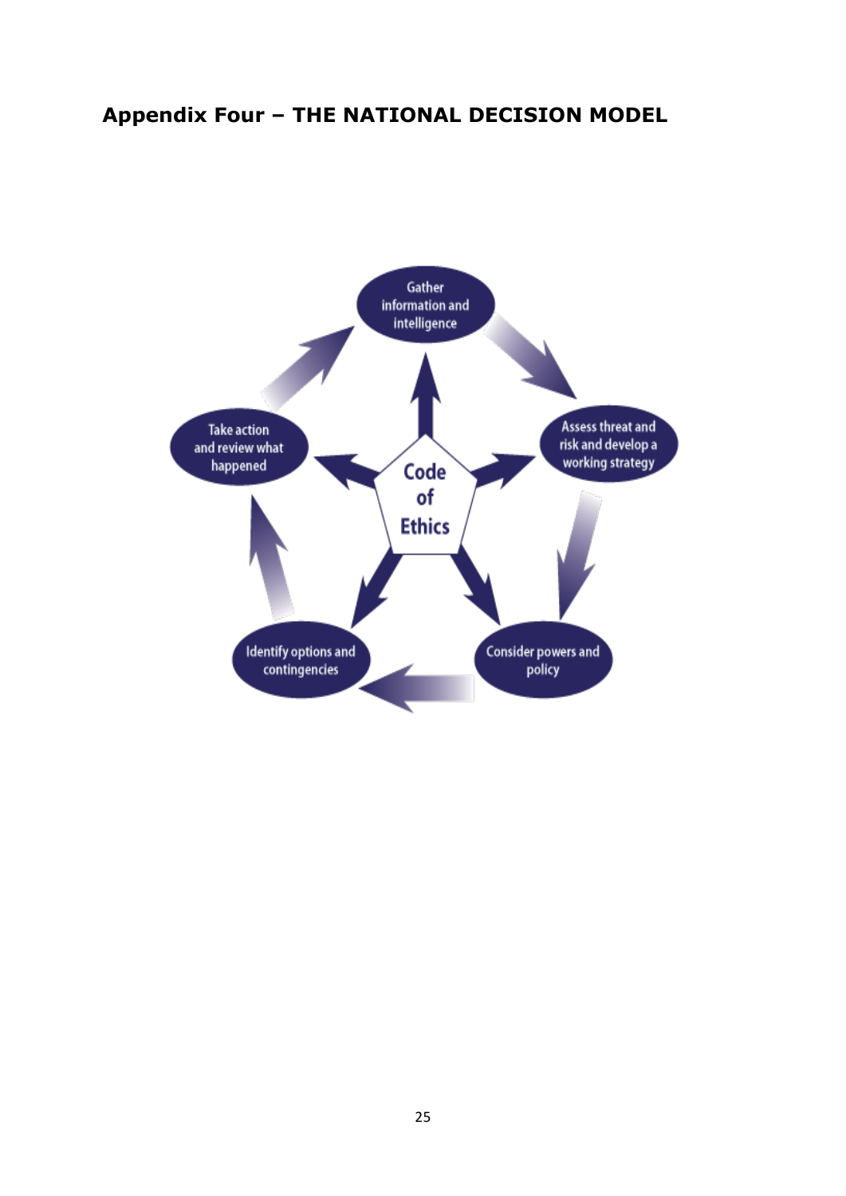## Appendix Four – THE NATIONAL DECISION MODEL

Gather information and intelligence

Assess threat and risk and develop a working strategy

Consider powers and policy

Identify options and contingencies

Take action and review what happened

Code of Ethics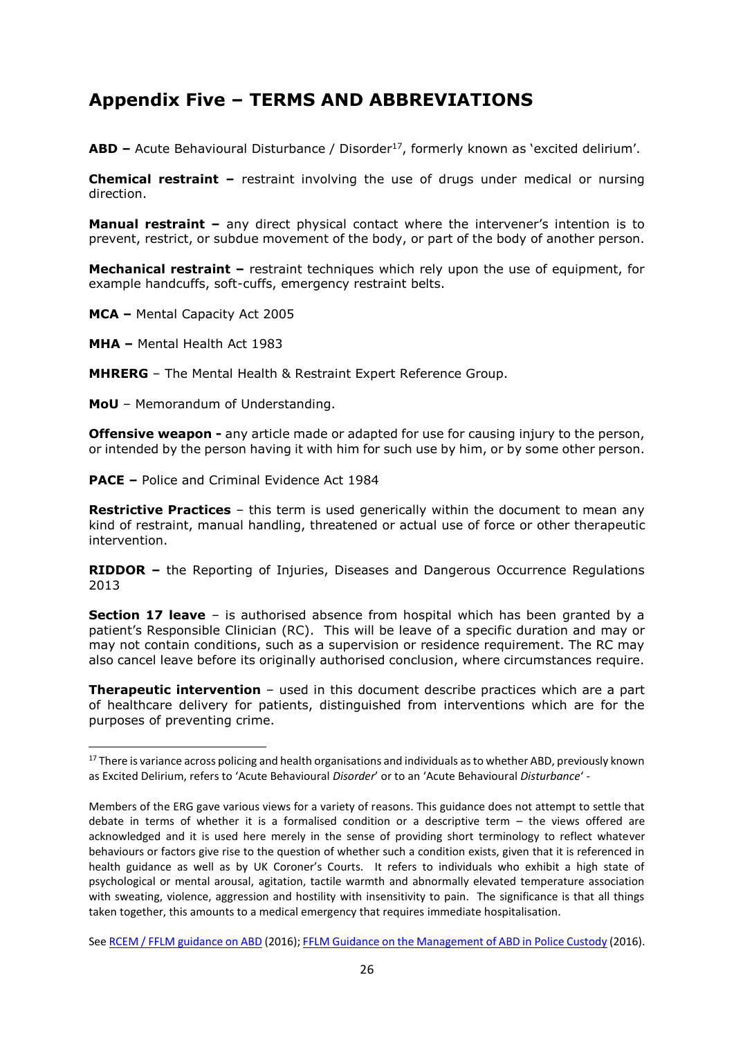## Appendix Five – TERMS AND ABBREVIATIONS

**ABD –** Acute Behavioural Disturbance / Disorder[17], formerly known as 'excited delirium'.

**Chemical restraint –** restraint involving the use of drugs under medical or nursing direction.

**Manual restraint –** any direct physical contact where the intervener's intention is to prevent, restrict, or subdue movement of the body, or part of the body of another person.

**Mechanical restraint –** restraint techniques which rely upon the use of equipment, for example handcuffs, soft-cuffs, emergency restraint belts.

**MCA –** Mental Capacity Act 2005

**MHA –** Mental Health Act 1983

**MHRERG** – The Mental Health & Restraint Expert Reference Group.

**MoU** – Memorandum of Understanding.

**Offensive weapon -** any article made or adapted for use for causing injury to the person, or intended by the person having it with him for such use by him, or by some other person.

**PACE –** Police and Criminal Evidence Act 1984

**Restrictive Practices** – this term is used generically within the document to mean any kind of restraint, manual handling, threatened or actual use of force or other therapeutic intervention.

**RIDDOR –** the Reporting of Injuries, Diseases and Dangerous Occurrence Regulations 2013

**Section 17 leave** – is authorised absence from hospital which has been granted by a patient's Responsible Clinician (RC). This will be leave of a specific duration and may or may not contain conditions, such as a supervision or residence requirement. The RC may also cancel leave before its originally authorised conclusion, where circumstances require.

**Therapeutic intervention** – used in this document describe practices which are a part of healthcare delivery for patients, distinguished from interventions which are for the purposes of preventing crime.

---

[17] There is variance across policing and health organisations and individuals as to whether ABD, previously known as Excited Delirium, refers to 'Acute Behavioural *Disorder*' or to an 'Acute Behavioural *Disturbance*' -

Members of the ERG gave various views for a variety of reasons. This guidance does not attempt to settle that debate in terms of whether it is a formalised condition or a descriptive term – the views offered are acknowledged and it is used here merely in the sense of providing short terminology to reflect whatever behaviours or factors give rise to the question of whether such a condition exists, given that it is referenced in health guidance as well as by UK Coroner's Courts. It refers to individuals who exhibit a high state of psychological or mental arousal, agitation, tactile warmth and abnormally elevated temperature association with sweating, violence, aggression and hostility with insensitivity to pain. The significance is that all things taken together, this amounts to a medical emergency that requires immediate hospitalisation.

See RCEM / FFLM guidance on ABD (2016); FFLM Guidance on the Management of ABD in Police Custody (2016).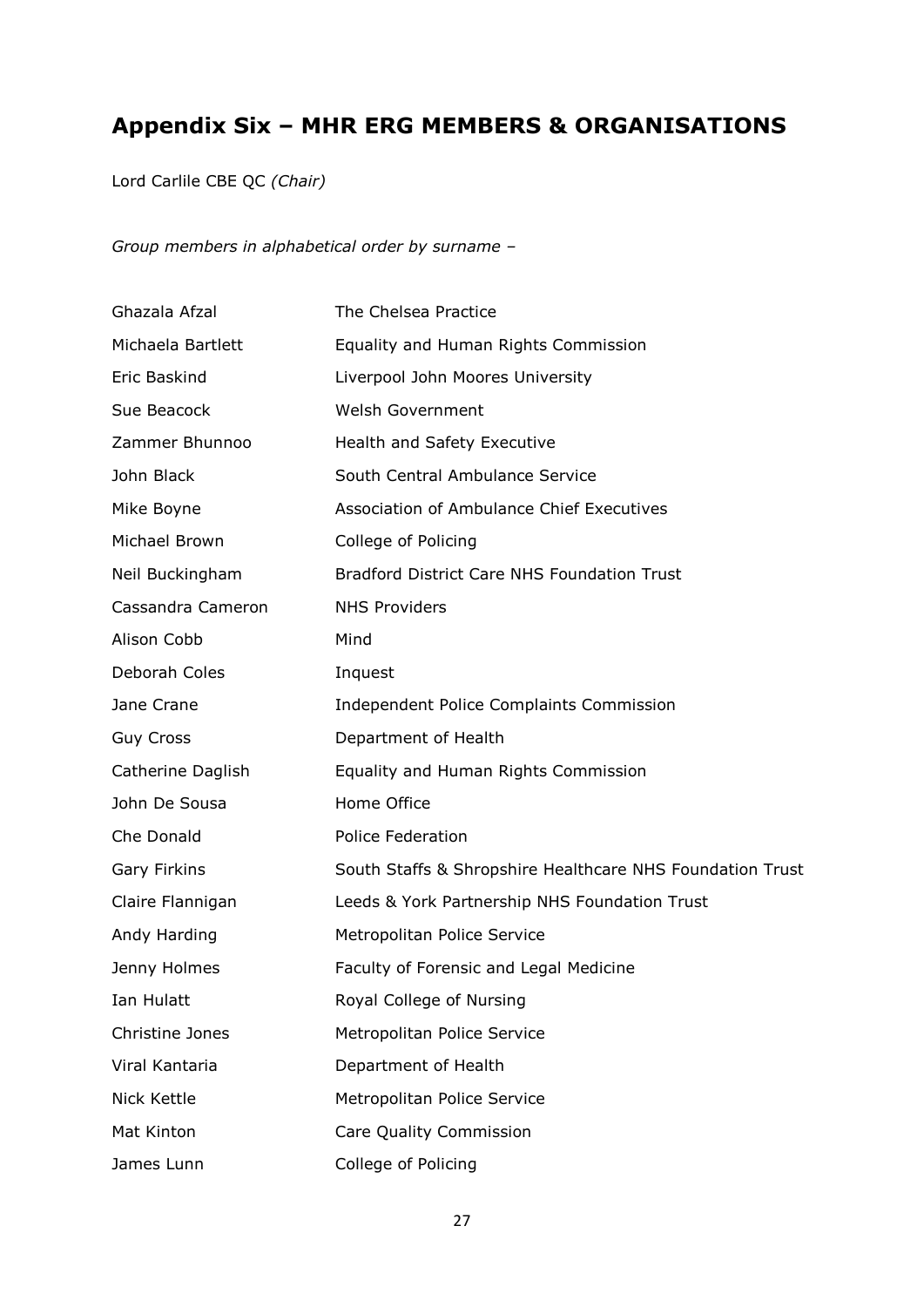## Appendix Six – MHR ERG MEMBERS & ORGANISATIONS

Lord Carlile CBE QC *(Chair)*

*Group members in alphabetical order by surname –*

| | |
|---|---|
| Ghazala Afzal | The Chelsea Practice |
| Michaela Bartlett | Equality and Human Rights Commission |
| Eric Baskind | Liverpool John Moores University |
| Sue Beacock | Welsh Government |
| Zammer Bhunnoo | Health and Safety Executive |
| John Black | South Central Ambulance Service |
| Mike Boyne | Association of Ambulance Chief Executives |
| Michael Brown | College of Policing |
| Neil Buckingham | Bradford District Care NHS Foundation Trust |
| Cassandra Cameron | NHS Providers |
| Alison Cobb | Mind |
| Deborah Coles | Inquest |
| Jane Crane | Independent Police Complaints Commission |
| Guy Cross | Department of Health |
| Catherine Daglish | Equality and Human Rights Commission |
| John De Sousa | Home Office |
| Che Donald | Police Federation |
| Gary Firkins | South Staffs & Shropshire Healthcare NHS Foundation Trust |
| Claire Flannigan | Leeds & York Partnership NHS Foundation Trust |
| Andy Harding | Metropolitan Police Service |
| Jenny Holmes | Faculty of Forensic and Legal Medicine |
| Ian Hulatt | Royal College of Nursing |
| Christine Jones | Metropolitan Police Service |
| Viral Kantaria | Department of Health |
| Nick Kettle | Metropolitan Police Service |
| Mat Kinton | Care Quality Commission |
| James Lunn | College of Policing |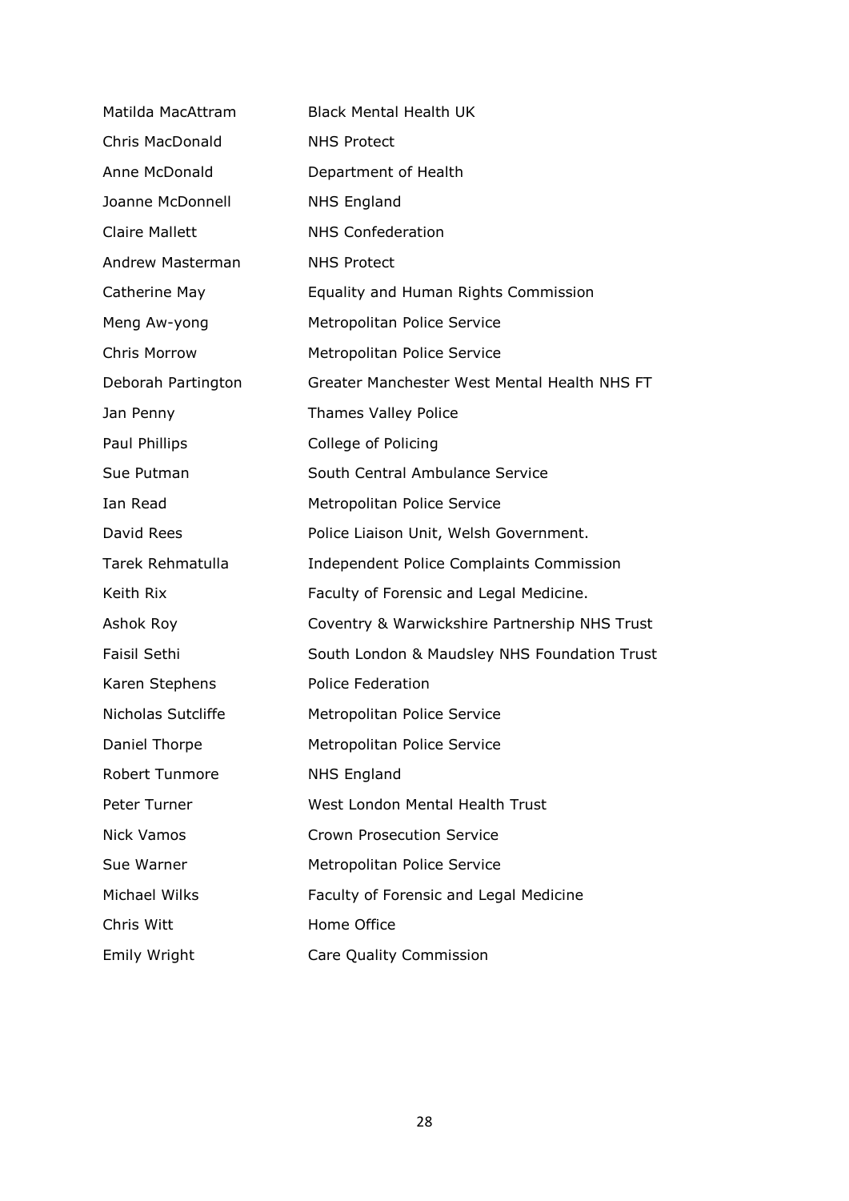| | |
|---|---|
| Matilda MacAttram | Black Mental Health UK |
| Chris MacDonald | NHS Protect |
| Anne McDonald | Department of Health |
| Joanne McDonnell | NHS England |
| Claire Mallett | NHS Confederation |
| Andrew Masterman | NHS Protect |
| Catherine May | Equality and Human Rights Commission |
| Meng Aw-yong | Metropolitan Police Service |
| Chris Morrow | Metropolitan Police Service |
| Deborah Partington | Greater Manchester West Mental Health NHS FT |
| Jan Penny | Thames Valley Police |
| Paul Phillips | College of Policing |
| Sue Putman | South Central Ambulance Service |
| Ian Read | Metropolitan Police Service |
| David Rees | Police Liaison Unit, Welsh Government. |
| Tarek Rehmatulla | Independent Police Complaints Commission |
| Keith Rix | Faculty of Forensic and Legal Medicine. |
| Ashok Roy | Coventry & Warwickshire Partnership NHS Trust |
| Faisil Sethi | South London & Maudsley NHS Foundation Trust |
| Karen Stephens | Police Federation |
| Nicholas Sutcliffe | Metropolitan Police Service |
| Daniel Thorpe | Metropolitan Police Service |
| Robert Tunmore | NHS England |
| Peter Turner | West London Mental Health Trust |
| Nick Vamos | Crown Prosecution Service |
| Sue Warner | Metropolitan Police Service |
| Michael Wilks | Faculty of Forensic and Legal Medicine |
| Chris Witt | Home Office |
| Emily Wright | Care Quality Commission |